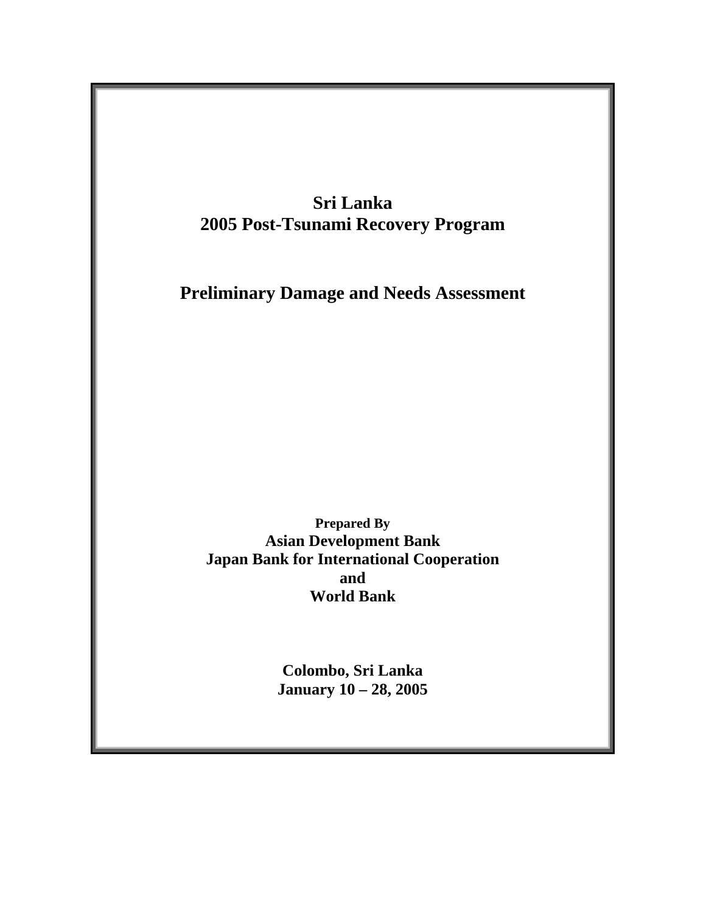# Sri Lanka
# 2005 Post-Tsunami Recovery Program

## Preliminary Damage and Needs Assessment

**Prepared By**

**Asian Development Bank**
**Japan Bank for International Cooperation**
**and**
**World Bank**

**Colombo, Sri Lanka**
**January 10 – 28, 2005**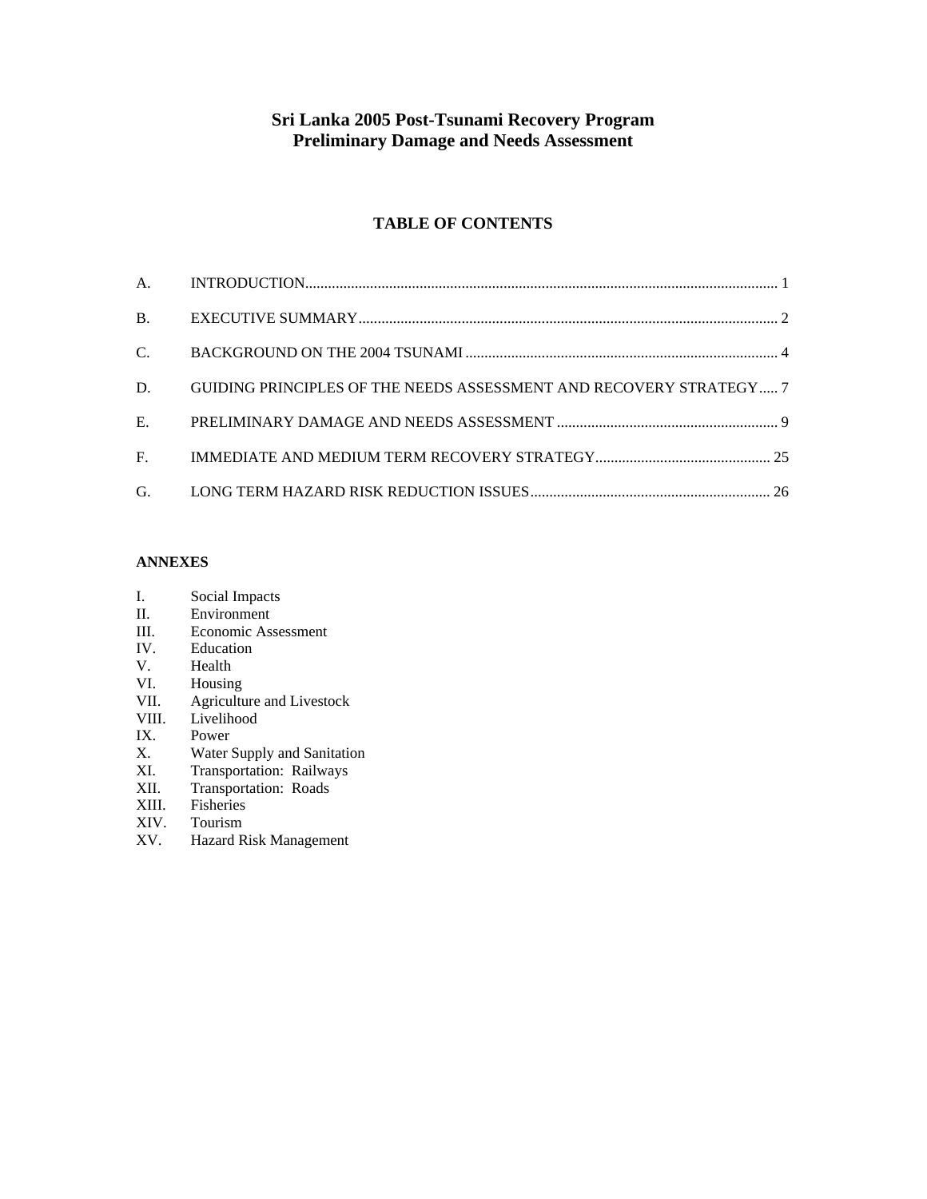# Sri Lanka 2005 Post-Tsunami Recovery Program
# Preliminary Damage and Needs Assessment

## TABLE OF CONTENTS

A. INTRODUCTION .......... 1

B. EXECUTIVE SUMMARY .......... 2

C. BACKGROUND ON THE 2004 TSUNAMI .......... 4

D. GUIDING PRINCIPLES OF THE NEEDS ASSESSMENT AND RECOVERY STRATEGY .......... 7

E. PRELIMINARY DAMAGE AND NEEDS ASSESSMENT .......... 9

F. IMMEDIATE AND MEDIUM TERM RECOVERY STRATEGY .......... 25

G. LONG TERM HAZARD RISK REDUCTION ISSUES .......... 26

**ANNEXES**

I. Social Impacts
II. Environment
III. Economic Assessment
IV. Education
V. Health
VI. Housing
VII. Agriculture and Livestock
VIII. Livelihood
IX. Power
X. Water Supply and Sanitation
XI. Transportation: Railways
XII. Transportation: Roads
XIII. Fisheries
XIV. Tourism
XV. Hazard Risk Management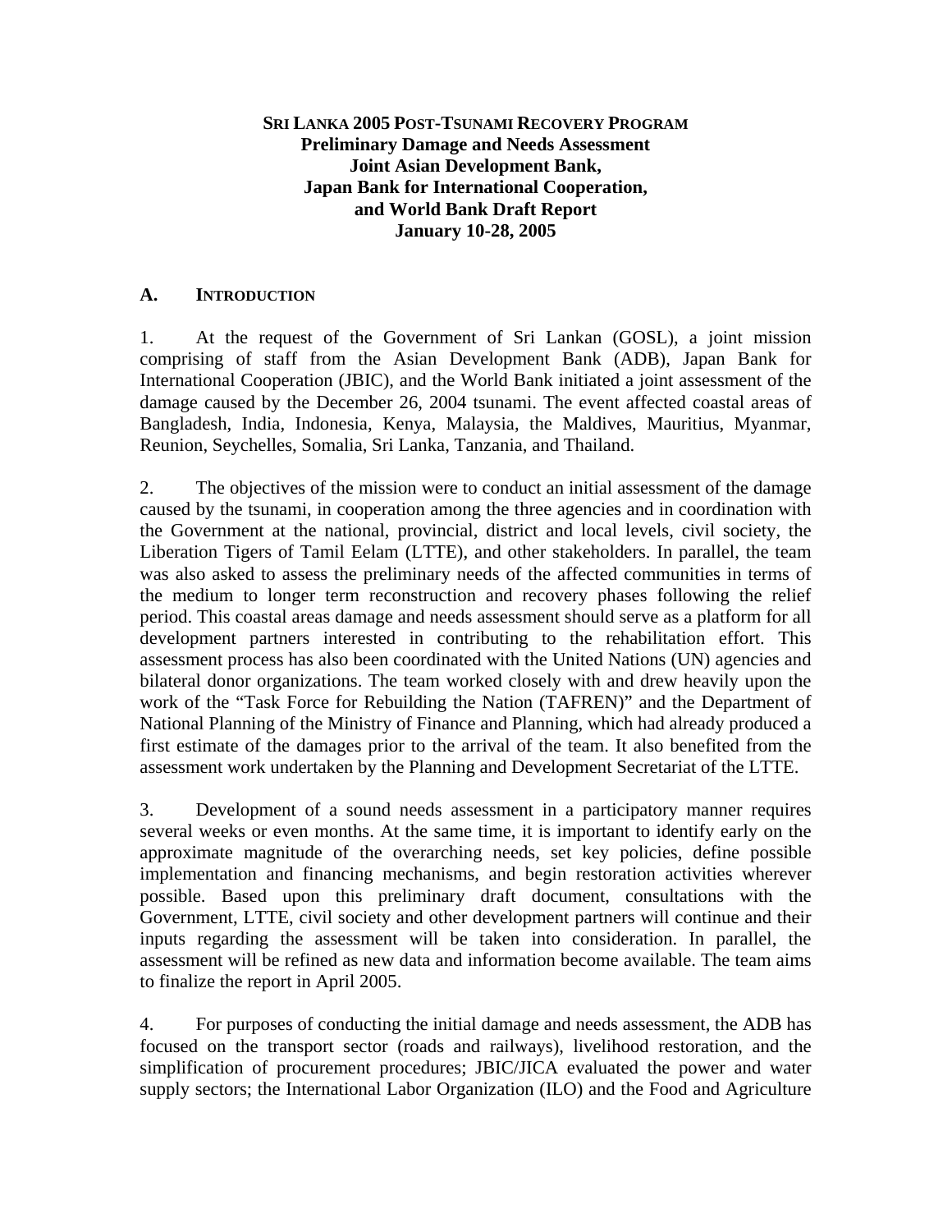**SRI LANKA 2005 POST-TSUNAMI RECOVERY PROGRAM**
**Preliminary Damage and Needs Assessment**
**Joint Asian Development Bank,**
**Japan Bank for International Cooperation,**
**and World Bank Draft Report**
**January 10-28, 2005**

## A. INTRODUCTION

1. At the request of the Government of Sri Lankan (GOSL), a joint mission comprising of staff from the Asian Development Bank (ADB), Japan Bank for International Cooperation (JBIC), and the World Bank initiated a joint assessment of the damage caused by the December 26, 2004 tsunami. The event affected coastal areas of Bangladesh, India, Indonesia, Kenya, Malaysia, the Maldives, Mauritius, Myanmar, Reunion, Seychelles, Somalia, Sri Lanka, Tanzania, and Thailand.

2. The objectives of the mission were to conduct an initial assessment of the damage caused by the tsunami, in cooperation among the three agencies and in coordination with the Government at the national, provincial, district and local levels, civil society, the Liberation Tigers of Tamil Eelam (LTTE), and other stakeholders. In parallel, the team was also asked to assess the preliminary needs of the affected communities in terms of the medium to longer term reconstruction and recovery phases following the relief period. This coastal areas damage and needs assessment should serve as a platform for all development partners interested in contributing to the rehabilitation effort. This assessment process has also been coordinated with the United Nations (UN) agencies and bilateral donor organizations. The team worked closely with and drew heavily upon the work of the "Task Force for Rebuilding the Nation (TAFREN)" and the Department of National Planning of the Ministry of Finance and Planning, which had already produced a first estimate of the damages prior to the arrival of the team. It also benefited from the assessment work undertaken by the Planning and Development Secretariat of the LTTE.

3. Development of a sound needs assessment in a participatory manner requires several weeks or even months. At the same time, it is important to identify early on the approximate magnitude of the overarching needs, set key policies, define possible implementation and financing mechanisms, and begin restoration activities wherever possible. Based upon this preliminary draft document, consultations with the Government, LTTE, civil society and other development partners will continue and their inputs regarding the assessment will be taken into consideration. In parallel, the assessment will be refined as new data and information become available. The team aims to finalize the report in April 2005.

4. For purposes of conducting the initial damage and needs assessment, the ADB has focused on the transport sector (roads and railways), livelihood restoration, and the simplification of procurement procedures; JBIC/JICA evaluated the power and water supply sectors; the International Labor Organization (ILO) and the Food and Agriculture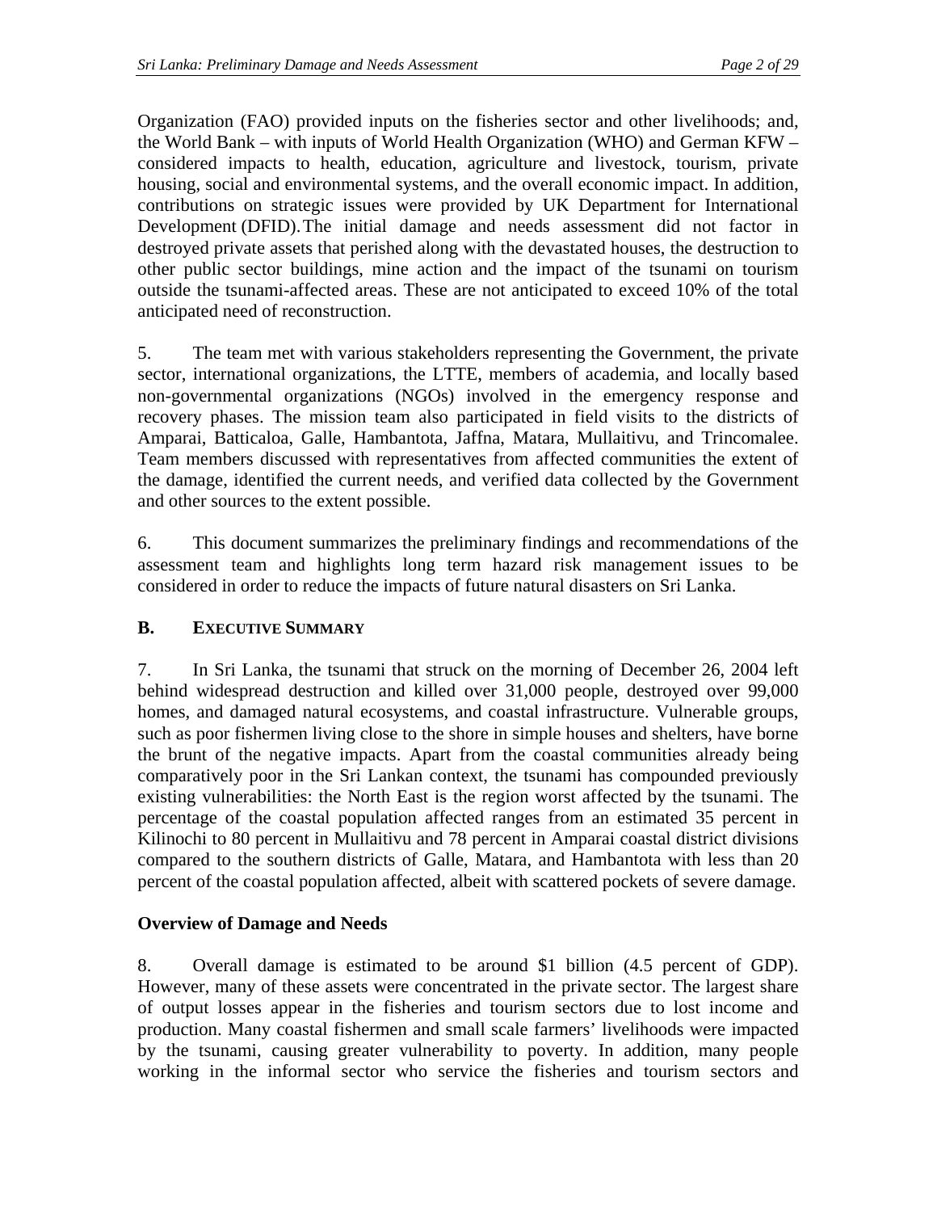Organization (FAO) provided inputs on the fisheries sector and other livelihoods; and, the World Bank – with inputs of World Health Organization (WHO) and German KFW – considered impacts to health, education, agriculture and livestock, tourism, private housing, social and environmental systems, and the overall economic impact. In addition, contributions on strategic issues were provided by UK Department for International Development (DFID). The initial damage and needs assessment did not factor in destroyed private assets that perished along with the devastated houses, the destruction to other public sector buildings, mine action and the impact of the tsunami on tourism outside the tsunami-affected areas. These are not anticipated to exceed 10% of the total anticipated need of reconstruction.

5. The team met with various stakeholders representing the Government, the private sector, international organizations, the LTTE, members of academia, and locally based non-governmental organizations (NGOs) involved in the emergency response and recovery phases. The mission team also participated in field visits to the districts of Amparai, Batticaloa, Galle, Hambantota, Jaffna, Matara, Mullaitivu, and Trincomalee. Team members discussed with representatives from affected communities the extent of the damage, identified the current needs, and verified data collected by the Government and other sources to the extent possible.

6. This document summarizes the preliminary findings and recommendations of the assessment team and highlights long term hazard risk management issues to be considered in order to reduce the impacts of future natural disasters on Sri Lanka.

## B. EXECUTIVE SUMMARY

7. In Sri Lanka, the tsunami that struck on the morning of December 26, 2004 left behind widespread destruction and killed over 31,000 people, destroyed over 99,000 homes, and damaged natural ecosystems, and coastal infrastructure. Vulnerable groups, such as poor fishermen living close to the shore in simple houses and shelters, have borne the brunt of the negative impacts. Apart from the coastal communities already being comparatively poor in the Sri Lankan context, the tsunami has compounded previously existing vulnerabilities: the North East is the region worst affected by the tsunami. The percentage of the coastal population affected ranges from an estimated 35 percent in Kilinochi to 80 percent in Mullaitivu and 78 percent in Amparai coastal district divisions compared to the southern districts of Galle, Matara, and Hambantota with less than 20 percent of the coastal population affected, albeit with scattered pockets of severe damage.

### Overview of Damage and Needs

8. Overall damage is estimated to be around $1 billion (4.5 percent of GDP). However, many of these assets were concentrated in the private sector. The largest share of output losses appear in the fisheries and tourism sectors due to lost income and production. Many coastal fishermen and small scale farmers' livelihoods were impacted by the tsunami, causing greater vulnerability to poverty. In addition, many people working in the informal sector who service the fisheries and tourism sectors and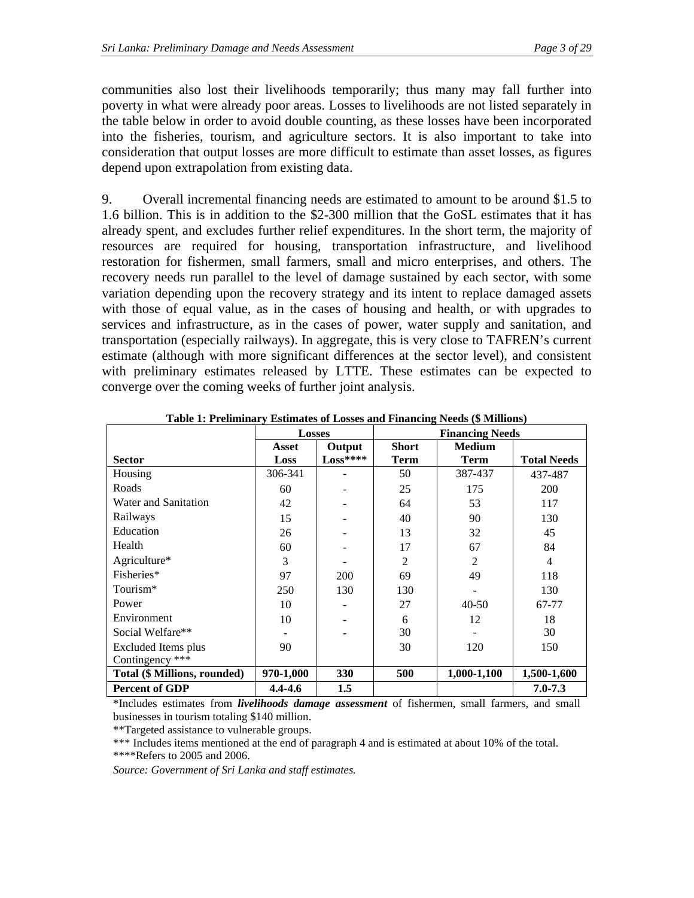communities also lost their livelihoods temporarily; thus many may fall further into poverty in what were already poor areas. Losses to livelihoods are not listed separately in the table below in order to avoid double counting, as these losses have been incorporated into the fisheries, tourism, and agriculture sectors. It is also important to take into consideration that output losses are more difficult to estimate than asset losses, as figures depend upon extrapolation from existing data.

9. Overall incremental financing needs are estimated to amount to be around $1.5 to 1.6 billion. This is in addition to the $2-300 million that the GoSL estimates that it has already spent, and excludes further relief expenditures. In the short term, the majority of resources are required for housing, transportation infrastructure, and livelihood restoration for fishermen, small farmers, small and micro enterprises, and others. The recovery needs run parallel to the level of damage sustained by each sector, with some variation depending upon the recovery strategy and its intent to replace damaged assets with those of equal value, as in the cases of housing and health, or with upgrades to services and infrastructure, as in the cases of power, water supply and sanitation, and transportation (especially railways). In aggregate, this is very close to TAFREN's current estimate (although with more significant differences at the sector level), and consistent with preliminary estimates released by LTTE. These estimates can be expected to converge over the coming weeks of further joint analysis.

**Table 1: Preliminary Estimates of Losses and Financing Needs ($ Millions)**

| | Losses | | Financing Needs | | |
|---|---|---|---|---|---|
| **Sector** | **Asset Loss** | **Output Loss******** | **Short Term** | **Medium Term** | **Total Needs** |
| Housing | 306-341 | - | 50 | 387-437 | 437-487 |
| Roads | 60 | - | 25 | 175 | 200 |
| Water and Sanitation | 42 | - | 64 | 53 | 117 |
| Railways | 15 | - | 40 | 90 | 130 |
| Education | 26 | - | 13 | 32 | 45 |
| Health | 60 | - | 17 | 67 | 84 |
| Agriculture* | 3 | - | 2 | 2 | 4 |
| Fisheries* | 97 | 200 | 69 | 49 | 118 |
| Tourism* | 250 | 130 | 130 | - | 130 |
| Power | 10 | - | 27 | 40-50 | 67-77 |
| Environment | 10 | - | 6 | 12 | 18 |
| Social Welfare** | - | - | 30 | - | 30 |
| Excluded Items plus Contingency *** | 90 | | 30 | 120 | 150 |
| **Total ($ Millions, rounded)** | **970-1,000** | **330** | **500** | **1,000-1,100** | **1,500-1,600** |
| **Percent of GDP** | **4.4-4.6** | **1.5** | | | **7.0-7.3** |

*Includes estimates from ***livelihoods damage assessment*** of fishermen, small farmers, and small businesses in tourism totaling $140 million.

**Targeted assistance to vulnerable groups.

*** Includes items mentioned at the end of paragraph 4 and is estimated at about 10% of the total.

****Refers to 2005 and 2006.

*Source: Government of Sri Lanka and staff estimates.*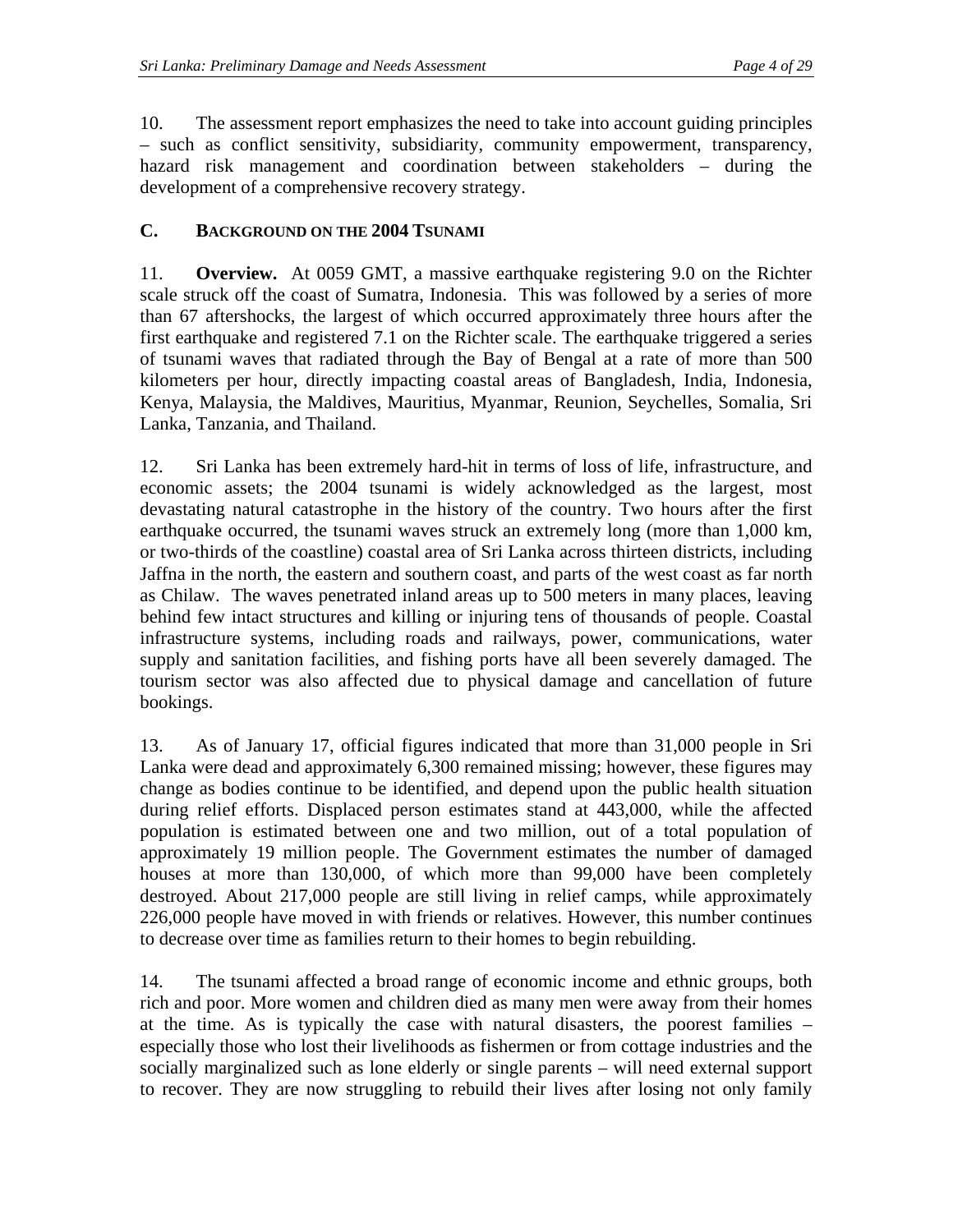10. The assessment report emphasizes the need to take into account guiding principles – such as conflict sensitivity, subsidiarity, community empowerment, transparency, hazard risk management and coordination between stakeholders – during the development of a comprehensive recovery strategy.

### C. Background on the 2004 Tsunami

11. **Overview.** At 0059 GMT, a massive earthquake registering 9.0 on the Richter scale struck off the coast of Sumatra, Indonesia. This was followed by a series of more than 67 aftershocks, the largest of which occurred approximately three hours after the first earthquake and registered 7.1 on the Richter scale. The earthquake triggered a series of tsunami waves that radiated through the Bay of Bengal at a rate of more than 500 kilometers per hour, directly impacting coastal areas of Bangladesh, India, Indonesia, Kenya, Malaysia, the Maldives, Mauritius, Myanmar, Reunion, Seychelles, Somalia, Sri Lanka, Tanzania, and Thailand.

12. Sri Lanka has been extremely hard-hit in terms of loss of life, infrastructure, and economic assets; the 2004 tsunami is widely acknowledged as the largest, most devastating natural catastrophe in the history of the country. Two hours after the first earthquake occurred, the tsunami waves struck an extremely long (more than 1,000 km, or two-thirds of the coastline) coastal area of Sri Lanka across thirteen districts, including Jaffna in the north, the eastern and southern coast, and parts of the west coast as far north as Chilaw. The waves penetrated inland areas up to 500 meters in many places, leaving behind few intact structures and killing or injuring tens of thousands of people. Coastal infrastructure systems, including roads and railways, power, communications, water supply and sanitation facilities, and fishing ports have all been severely damaged. The tourism sector was also affected due to physical damage and cancellation of future bookings.

13. As of January 17, official figures indicated that more than 31,000 people in Sri Lanka were dead and approximately 6,300 remained missing; however, these figures may change as bodies continue to be identified, and depend upon the public health situation during relief efforts. Displaced person estimates stand at 443,000, while the affected population is estimated between one and two million, out of a total population of approximately 19 million people. The Government estimates the number of damaged houses at more than 130,000, of which more than 99,000 have been completely destroyed. About 217,000 people are still living in relief camps, while approximately 226,000 people have moved in with friends or relatives. However, this number continues to decrease over time as families return to their homes to begin rebuilding.

14. The tsunami affected a broad range of economic income and ethnic groups, both rich and poor. More women and children died as many men were away from their homes at the time. As is typically the case with natural disasters, the poorest families – especially those who lost their livelihoods as fishermen or from cottage industries and the socially marginalized such as lone elderly or single parents – will need external support to recover. They are now struggling to rebuild their lives after losing not only family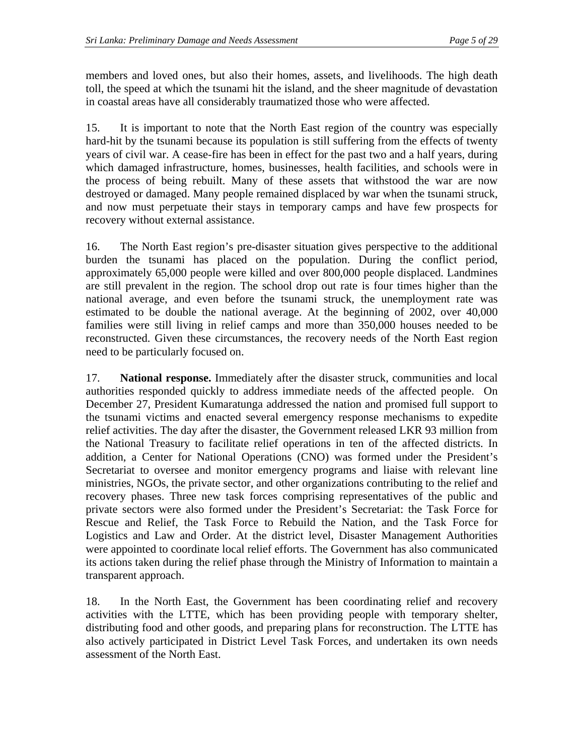members and loved ones, but also their homes, assets, and livelihoods. The high death toll, the speed at which the tsunami hit the island, and the sheer magnitude of devastation in coastal areas have all considerably traumatized those who were affected.

15. It is important to note that the North East region of the country was especially hard-hit by the tsunami because its population is still suffering from the effects of twenty years of civil war. A cease-fire has been in effect for the past two and a half years, during which damaged infrastructure, homes, businesses, health facilities, and schools were in the process of being rebuilt. Many of these assets that withstood the war are now destroyed or damaged. Many people remained displaced by war when the tsunami struck, and now must perpetuate their stays in temporary camps and have few prospects for recovery without external assistance.

16. The North East region's pre-disaster situation gives perspective to the additional burden the tsunami has placed on the population. During the conflict period, approximately 65,000 people were killed and over 800,000 people displaced. Landmines are still prevalent in the region. The school drop out rate is four times higher than the national average, and even before the tsunami struck, the unemployment rate was estimated to be double the national average. At the beginning of 2002, over 40,000 families were still living in relief camps and more than 350,000 houses needed to be reconstructed. Given these circumstances, the recovery needs of the North East region need to be particularly focused on.

17. **National response.** Immediately after the disaster struck, communities and local authorities responded quickly to address immediate needs of the affected people. On December 27, President Kumaratunga addressed the nation and promised full support to the tsunami victims and enacted several emergency response mechanisms to expedite relief activities. The day after the disaster, the Government released LKR 93 million from the National Treasury to facilitate relief operations in ten of the affected districts. In addition, a Center for National Operations (CNO) was formed under the President's Secretariat to oversee and monitor emergency programs and liaise with relevant line ministries, NGOs, the private sector, and other organizations contributing to the relief and recovery phases. Three new task forces comprising representatives of the public and private sectors were also formed under the President's Secretariat: the Task Force for Rescue and Relief, the Task Force to Rebuild the Nation, and the Task Force for Logistics and Law and Order. At the district level, Disaster Management Authorities were appointed to coordinate local relief efforts. The Government has also communicated its actions taken during the relief phase through the Ministry of Information to maintain a transparent approach.

18. In the North East, the Government has been coordinating relief and recovery activities with the LTTE, which has been providing people with temporary shelter, distributing food and other goods, and preparing plans for reconstruction. The LTTE has also actively participated in District Level Task Forces, and undertaken its own needs assessment of the North East.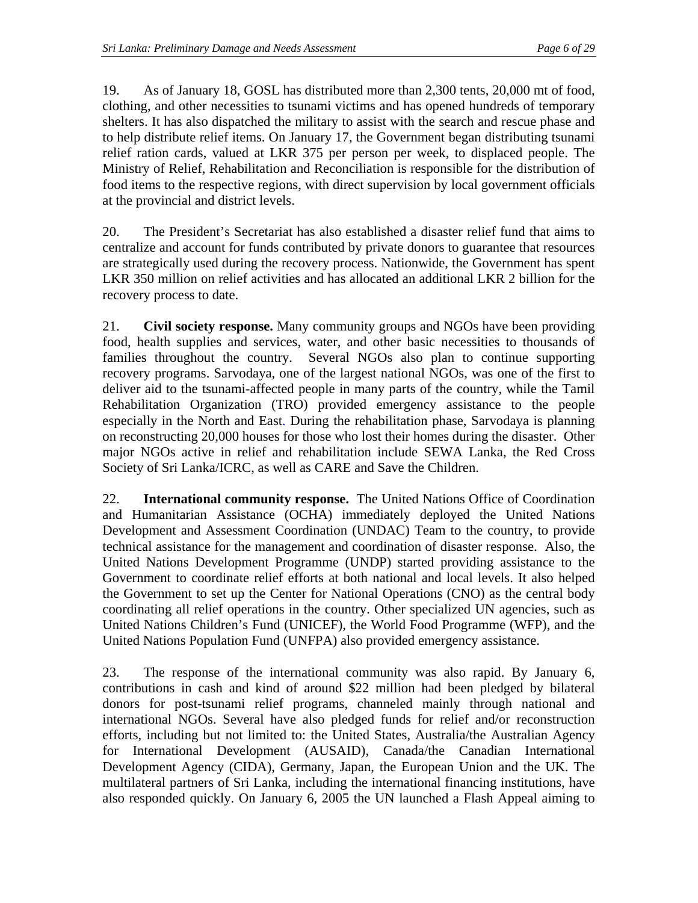19. As of January 18, GOSL has distributed more than 2,300 tents, 20,000 mt of food, clothing, and other necessities to tsunami victims and has opened hundreds of temporary shelters. It has also dispatched the military to assist with the search and rescue phase and to help distribute relief items. On January 17, the Government began distributing tsunami relief ration cards, valued at LKR 375 per person per week, to displaced people. The Ministry of Relief, Rehabilitation and Reconciliation is responsible for the distribution of food items to the respective regions, with direct supervision by local government officials at the provincial and district levels.

20. The President's Secretariat has also established a disaster relief fund that aims to centralize and account for funds contributed by private donors to guarantee that resources are strategically used during the recovery process. Nationwide, the Government has spent LKR 350 million on relief activities and has allocated an additional LKR 2 billion for the recovery process to date.

21. **Civil society response.** Many community groups and NGOs have been providing food, health supplies and services, water, and other basic necessities to thousands of families throughout the country. Several NGOs also plan to continue supporting recovery programs. Sarvodaya, one of the largest national NGOs, was one of the first to deliver aid to the tsunami-affected people in many parts of the country, while the Tamil Rehabilitation Organization (TRO) provided emergency assistance to the people especially in the North and East. During the rehabilitation phase, Sarvodaya is planning on reconstructing 20,000 houses for those who lost their homes during the disaster. Other major NGOs active in relief and rehabilitation include SEWA Lanka, the Red Cross Society of Sri Lanka/ICRC, as well as CARE and Save the Children.

22. **International community response.** The United Nations Office of Coordination and Humanitarian Assistance (OCHA) immediately deployed the United Nations Development and Assessment Coordination (UNDAC) Team to the country, to provide technical assistance for the management and coordination of disaster response. Also, the United Nations Development Programme (UNDP) started providing assistance to the Government to coordinate relief efforts at both national and local levels. It also helped the Government to set up the Center for National Operations (CNO) as the central body coordinating all relief operations in the country. Other specialized UN agencies, such as United Nations Children's Fund (UNICEF), the World Food Programme (WFP), and the United Nations Population Fund (UNFPA) also provided emergency assistance.

23. The response of the international community was also rapid. By January 6, contributions in cash and kind of around $22 million had been pledged by bilateral donors for post-tsunami relief programs, channeled mainly through national and international NGOs. Several have also pledged funds for relief and/or reconstruction efforts, including but not limited to: the United States, Australia/the Australian Agency for International Development (AUSAID), Canada/the Canadian International Development Agency (CIDA), Germany, Japan, the European Union and the UK. The multilateral partners of Sri Lanka, including the international financing institutions, have also responded quickly. On January 6, 2005 the UN launched a Flash Appeal aiming to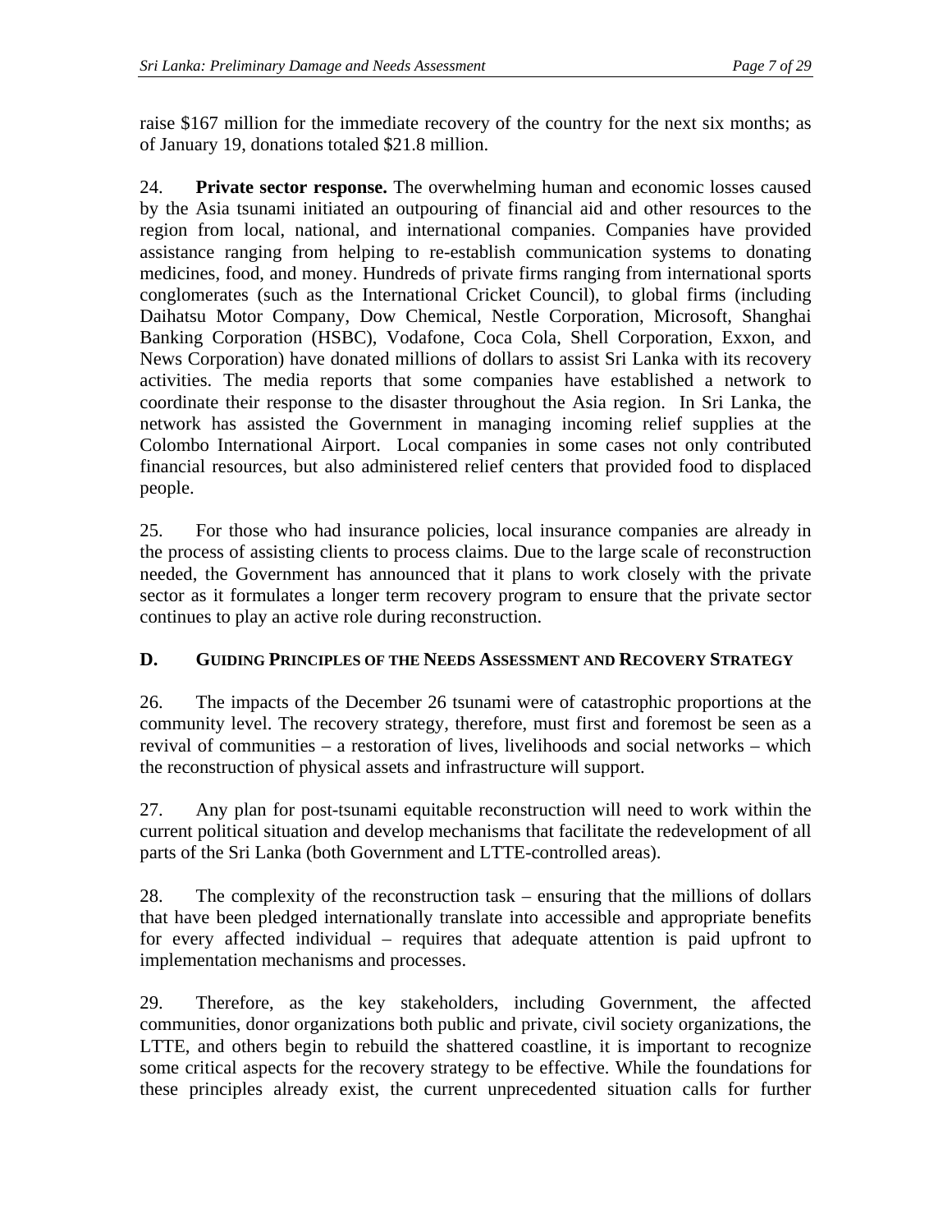raise $167 million for the immediate recovery of the country for the next six months; as of January 19, donations totaled $21.8 million.

24. **Private sector response.** The overwhelming human and economic losses caused by the Asia tsunami initiated an outpouring of financial aid and other resources to the region from local, national, and international companies. Companies have provided assistance ranging from helping to re-establish communication systems to donating medicines, food, and money. Hundreds of private firms ranging from international sports conglomerates (such as the International Cricket Council), to global firms (including Daihatsu Motor Company, Dow Chemical, Nestle Corporation, Microsoft, Shanghai Banking Corporation (HSBC), Vodafone, Coca Cola, Shell Corporation, Exxon, and News Corporation) have donated millions of dollars to assist Sri Lanka with its recovery activities. The media reports that some companies have established a network to coordinate their response to the disaster throughout the Asia region. In Sri Lanka, the network has assisted the Government in managing incoming relief supplies at the Colombo International Airport. Local companies in some cases not only contributed financial resources, but also administered relief centers that provided food to displaced people.

25. For those who had insurance policies, local insurance companies are already in the process of assisting clients to process claims. Due to the large scale of reconstruction needed, the Government has announced that it plans to work closely with the private sector as it formulates a longer term recovery program to ensure that the private sector continues to play an active role during reconstruction.

## D. Guiding Principles of the Needs Assessment and Recovery Strategy

26. The impacts of the December 26 tsunami were of catastrophic proportions at the community level. The recovery strategy, therefore, must first and foremost be seen as a revival of communities – a restoration of lives, livelihoods and social networks – which the reconstruction of physical assets and infrastructure will support.

27. Any plan for post-tsunami equitable reconstruction will need to work within the current political situation and develop mechanisms that facilitate the redevelopment of all parts of the Sri Lanka (both Government and LTTE-controlled areas).

28. The complexity of the reconstruction task – ensuring that the millions of dollars that have been pledged internationally translate into accessible and appropriate benefits for every affected individual – requires that adequate attention is paid upfront to implementation mechanisms and processes.

29. Therefore, as the key stakeholders, including Government, the affected communities, donor organizations both public and private, civil society organizations, the LTTE, and others begin to rebuild the shattered coastline, it is important to recognize some critical aspects for the recovery strategy to be effective. While the foundations for these principles already exist, the current unprecedented situation calls for further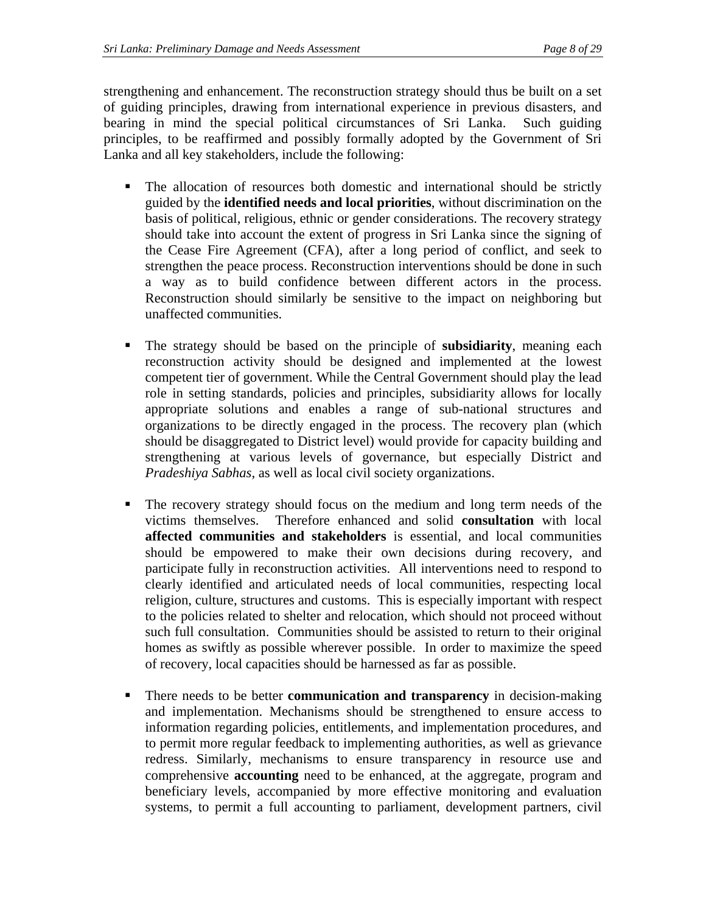strengthening and enhancement. The reconstruction strategy should thus be built on a set of guiding principles, drawing from international experience in previous disasters, and bearing in mind the special political circumstances of Sri Lanka. Such guiding principles, to be reaffirmed and possibly formally adopted by the Government of Sri Lanka and all key stakeholders, include the following:

- The allocation of resources both domestic and international should be strictly guided by the **identified needs and local priorities**, without discrimination on the basis of political, religious, ethnic or gender considerations. The recovery strategy should take into account the extent of progress in Sri Lanka since the signing of the Cease Fire Agreement (CFA), after a long period of conflict, and seek to strengthen the peace process. Reconstruction interventions should be done in such a way as to build confidence between different actors in the process. Reconstruction should similarly be sensitive to the impact on neighboring but unaffected communities.

- The strategy should be based on the principle of **subsidiarity**, meaning each reconstruction activity should be designed and implemented at the lowest competent tier of government. While the Central Government should play the lead role in setting standards, policies and principles, subsidiarity allows for locally appropriate solutions and enables a range of sub-national structures and organizations to be directly engaged in the process. The recovery plan (which should be disaggregated to District level) would provide for capacity building and strengthening at various levels of governance, but especially District and *Pradeshiya Sabhas*, as well as local civil society organizations.

- The recovery strategy should focus on the medium and long term needs of the victims themselves. Therefore enhanced and solid **consultation** with local **affected communities and stakeholders** is essential, and local communities should be empowered to make their own decisions during recovery, and participate fully in reconstruction activities. All interventions need to respond to clearly identified and articulated needs of local communities, respecting local religion, culture, structures and customs. This is especially important with respect to the policies related to shelter and relocation, which should not proceed without such full consultation. Communities should be assisted to return to their original homes as swiftly as possible wherever possible. In order to maximize the speed of recovery, local capacities should be harnessed as far as possible.

- There needs to be better **communication and transparency** in decision-making and implementation. Mechanisms should be strengthened to ensure access to information regarding policies, entitlements, and implementation procedures, and to permit more regular feedback to implementing authorities, as well as grievance redress. Similarly, mechanisms to ensure transparency in resource use and comprehensive **accounting** need to be enhanced, at the aggregate, program and beneficiary levels, accompanied by more effective monitoring and evaluation systems, to permit a full accounting to parliament, development partners, civil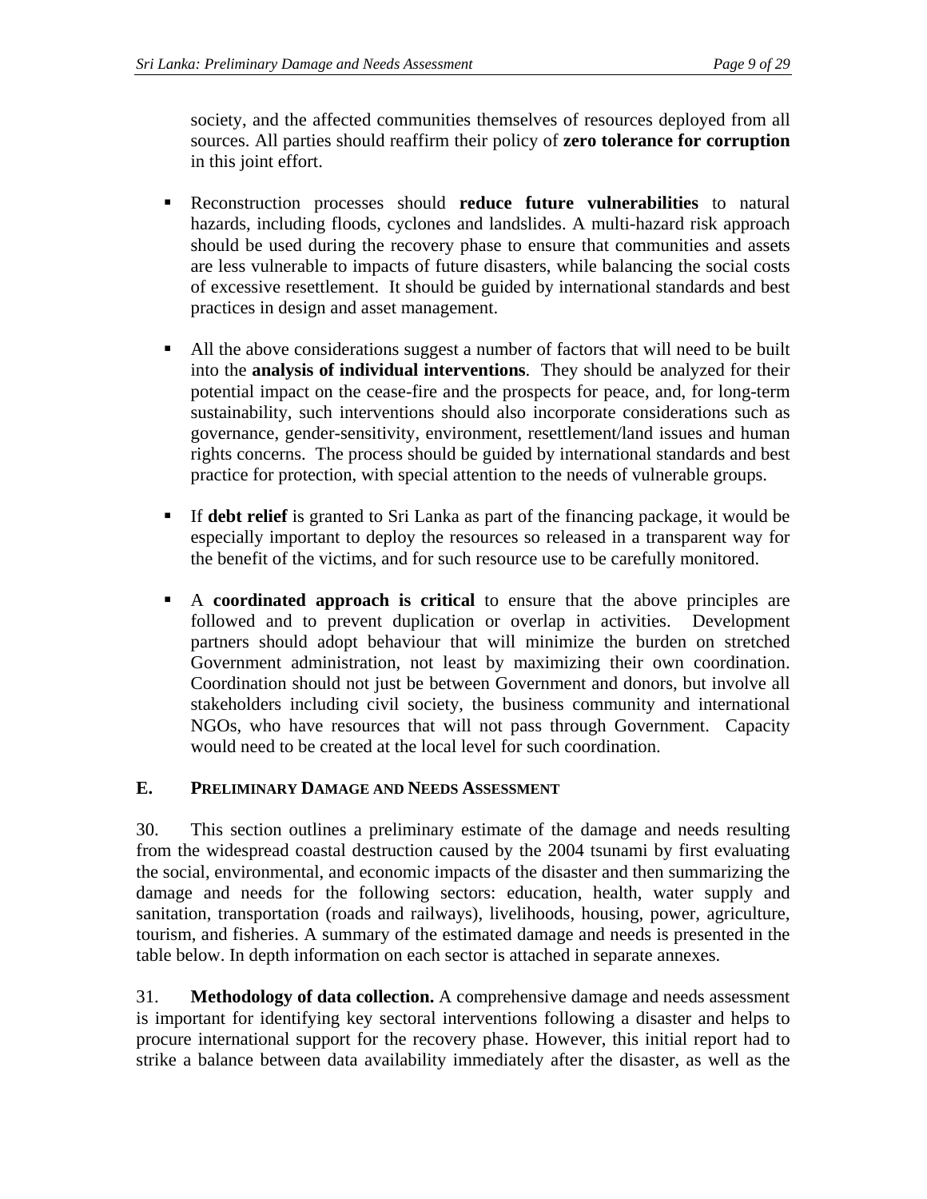society, and the affected communities themselves of resources deployed from all sources. All parties should reaffirm their policy of **zero tolerance for corruption** in this joint effort.

- Reconstruction processes should **reduce future vulnerabilities** to natural hazards, including floods, cyclones and landslides. A multi-hazard risk approach should be used during the recovery phase to ensure that communities and assets are less vulnerable to impacts of future disasters, while balancing the social costs of excessive resettlement. It should be guided by international standards and best practices in design and asset management.

- All the above considerations suggest a number of factors that will need to be built into the **analysis of individual interventions**. They should be analyzed for their potential impact on the cease-fire and the prospects for peace, and, for long-term sustainability, such interventions should also incorporate considerations such as governance, gender-sensitivity, environment, resettlement/land issues and human rights concerns. The process should be guided by international standards and best practice for protection, with special attention to the needs of vulnerable groups.

- If **debt relief** is granted to Sri Lanka as part of the financing package, it would be especially important to deploy the resources so released in a transparent way for the benefit of the victims, and for such resource use to be carefully monitored.

- A **coordinated approach is critical** to ensure that the above principles are followed and to prevent duplication or overlap in activities. Development partners should adopt behaviour that will minimize the burden on stretched Government administration, not least by maximizing their own coordination. Coordination should not just be between Government and donors, but involve all stakeholders including civil society, the business community and international NGOs, who have resources that will not pass through Government. Capacity would need to be created at the local level for such coordination.

## E. Preliminary Damage and Needs Assessment

30. This section outlines a preliminary estimate of the damage and needs resulting from the widespread coastal destruction caused by the 2004 tsunami by first evaluating the social, environmental, and economic impacts of the disaster and then summarizing the damage and needs for the following sectors: education, health, water supply and sanitation, transportation (roads and railways), livelihoods, housing, power, agriculture, tourism, and fisheries. A summary of the estimated damage and needs is presented in the table below. In depth information on each sector is attached in separate annexes.

31. **Methodology of data collection.** A comprehensive damage and needs assessment is important for identifying key sectoral interventions following a disaster and helps to procure international support for the recovery phase. However, this initial report had to strike a balance between data availability immediately after the disaster, as well as the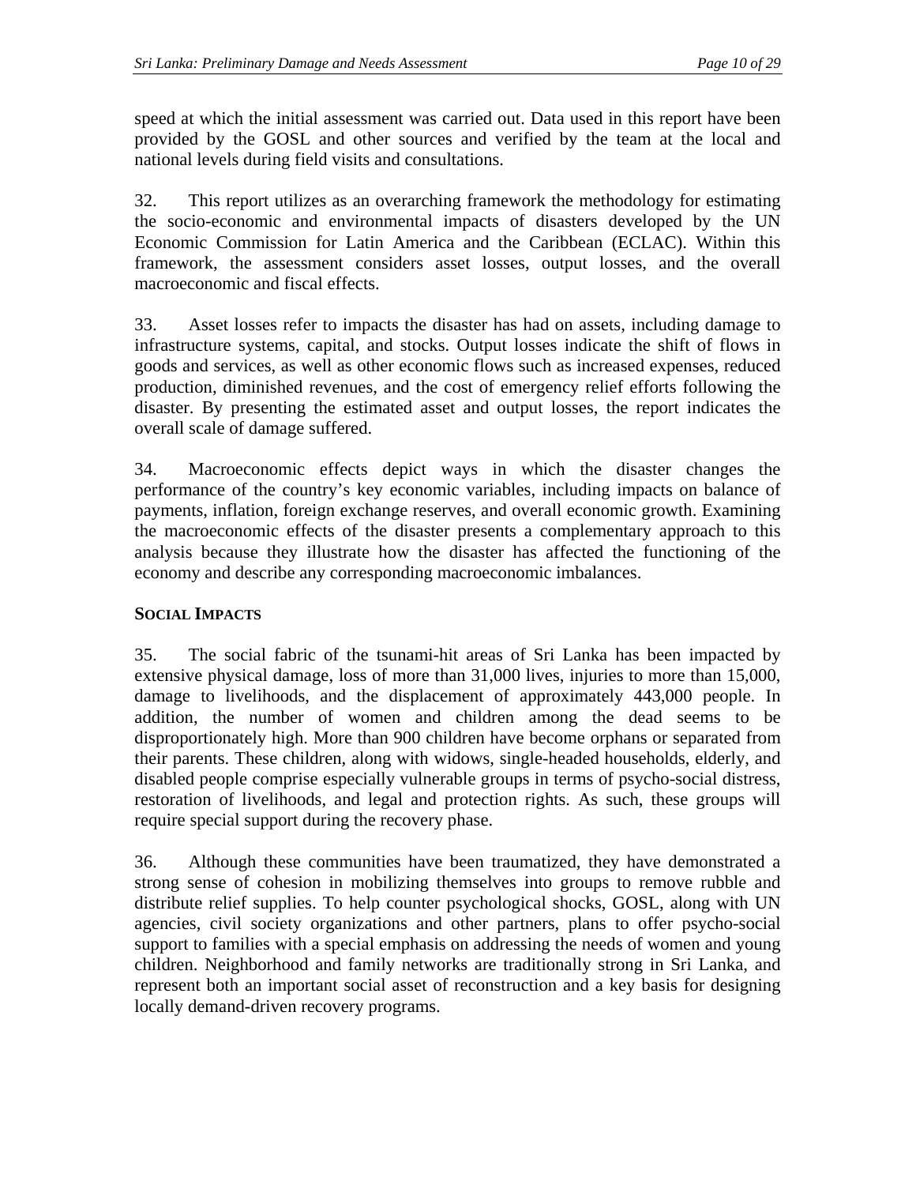speed at which the initial assessment was carried out. Data used in this report have been provided by the GOSL and other sources and verified by the team at the local and national levels during field visits and consultations.

32. This report utilizes as an overarching framework the methodology for estimating the socio-economic and environmental impacts of disasters developed by the UN Economic Commission for Latin America and the Caribbean (ECLAC). Within this framework, the assessment considers asset losses, output losses, and the overall macroeconomic and fiscal effects.

33. Asset losses refer to impacts the disaster has had on assets, including damage to infrastructure systems, capital, and stocks. Output losses indicate the shift of flows in goods and services, as well as other economic flows such as increased expenses, reduced production, diminished revenues, and the cost of emergency relief efforts following the disaster. By presenting the estimated asset and output losses, the report indicates the overall scale of damage suffered.

34. Macroeconomic effects depict ways in which the disaster changes the performance of the country's key economic variables, including impacts on balance of payments, inflation, foreign exchange reserves, and overall economic growth. Examining the macroeconomic effects of the disaster presents a complementary approach to this analysis because they illustrate how the disaster has affected the functioning of the economy and describe any corresponding macroeconomic imbalances.

## SOCIAL IMPACTS

35. The social fabric of the tsunami-hit areas of Sri Lanka has been impacted by extensive physical damage, loss of more than 31,000 lives, injuries to more than 15,000, damage to livelihoods, and the displacement of approximately 443,000 people. In addition, the number of women and children among the dead seems to be disproportionately high. More than 900 children have become orphans or separated from their parents. These children, along with widows, single-headed households, elderly, and disabled people comprise especially vulnerable groups in terms of psycho-social distress, restoration of livelihoods, and legal and protection rights. As such, these groups will require special support during the recovery phase.

36. Although these communities have been traumatized, they have demonstrated a strong sense of cohesion in mobilizing themselves into groups to remove rubble and distribute relief supplies. To help counter psychological shocks, GOSL, along with UN agencies, civil society organizations and other partners, plans to offer psycho-social support to families with a special emphasis on addressing the needs of women and young children. Neighborhood and family networks are traditionally strong in Sri Lanka, and represent both an important social asset of reconstruction and a key basis for designing locally demand-driven recovery programs.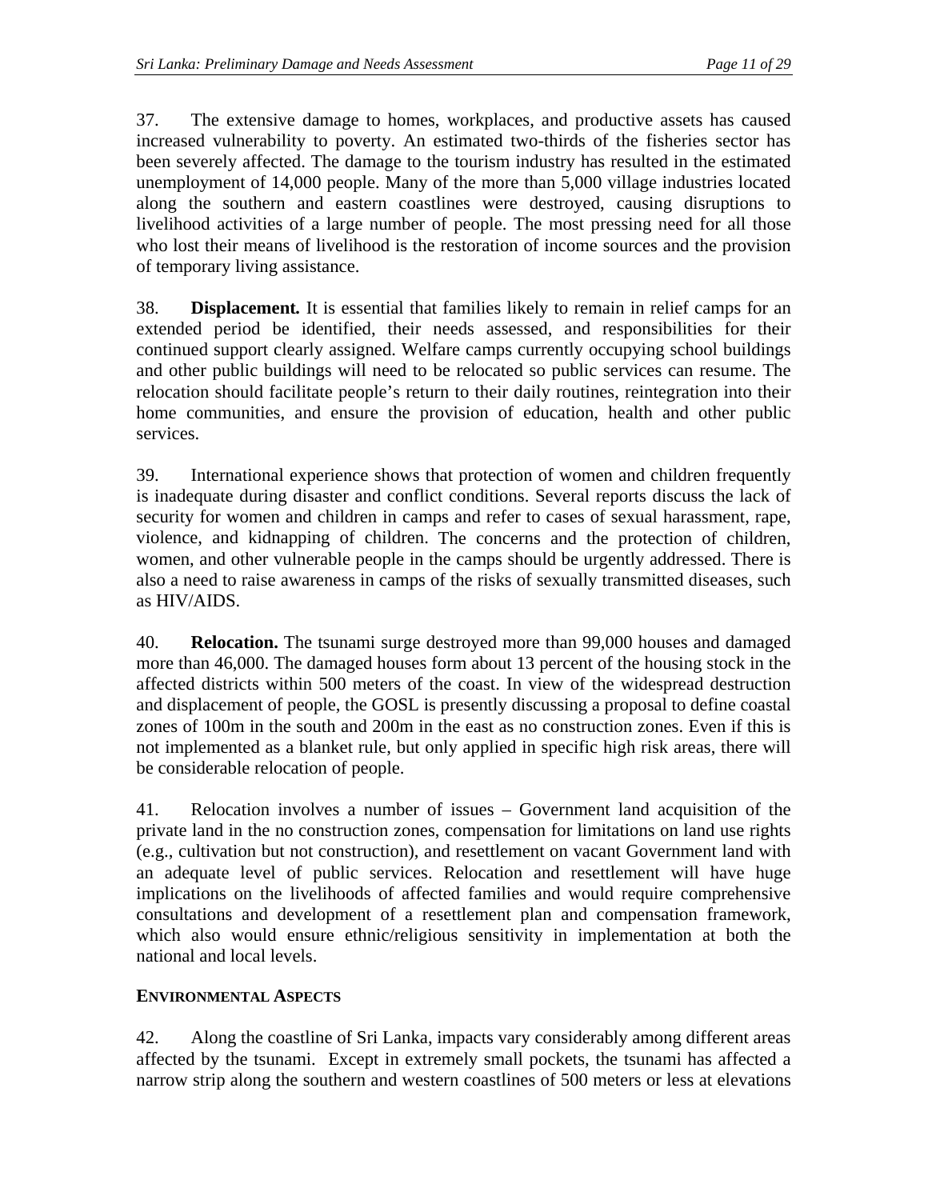37. The extensive damage to homes, workplaces, and productive assets has caused increased vulnerability to poverty. An estimated two-thirds of the fisheries sector has been severely affected. The damage to the tourism industry has resulted in the estimated unemployment of 14,000 people. Many of the more than 5,000 village industries located along the southern and eastern coastlines were destroyed, causing disruptions to livelihood activities of a large number of people. The most pressing need for all those who lost their means of livelihood is the restoration of income sources and the provision of temporary living assistance.

38. **Displacement.** It is essential that families likely to remain in relief camps for an extended period be identified, their needs assessed, and responsibilities for their continued support clearly assigned. Welfare camps currently occupying school buildings and other public buildings will need to be relocated so public services can resume. The relocation should facilitate people's return to their daily routines, reintegration into their home communities, and ensure the provision of education, health and other public services.

39. International experience shows that protection of women and children frequently is inadequate during disaster and conflict conditions. Several reports discuss the lack of security for women and children in camps and refer to cases of sexual harassment, rape, violence, and kidnapping of children. The concerns and the protection of children, women, and other vulnerable people in the camps should be urgently addressed. There is also a need to raise awareness in camps of the risks of sexually transmitted diseases, such as HIV/AIDS.

40. **Relocation.** The tsunami surge destroyed more than 99,000 houses and damaged more than 46,000. The damaged houses form about 13 percent of the housing stock in the affected districts within 500 meters of the coast. In view of the widespread destruction and displacement of people, the GOSL is presently discussing a proposal to define coastal zones of 100m in the south and 200m in the east as no construction zones. Even if this is not implemented as a blanket rule, but only applied in specific high risk areas, there will be considerable relocation of people.

41. Relocation involves a number of issues – Government land acquisition of the private land in the no construction zones, compensation for limitations on land use rights (e.g., cultivation but not construction), and resettlement on vacant Government land with an adequate level of public services. Relocation and resettlement will have huge implications on the livelihoods of affected families and would require comprehensive consultations and development of a resettlement plan and compensation framework, which also would ensure ethnic/religious sensitivity in implementation at both the national and local levels.

## ENVIRONMENTAL ASPECTS

42. Along the coastline of Sri Lanka, impacts vary considerably among different areas affected by the tsunami. Except in extremely small pockets, the tsunami has affected a narrow strip along the southern and western coastlines of 500 meters or less at elevations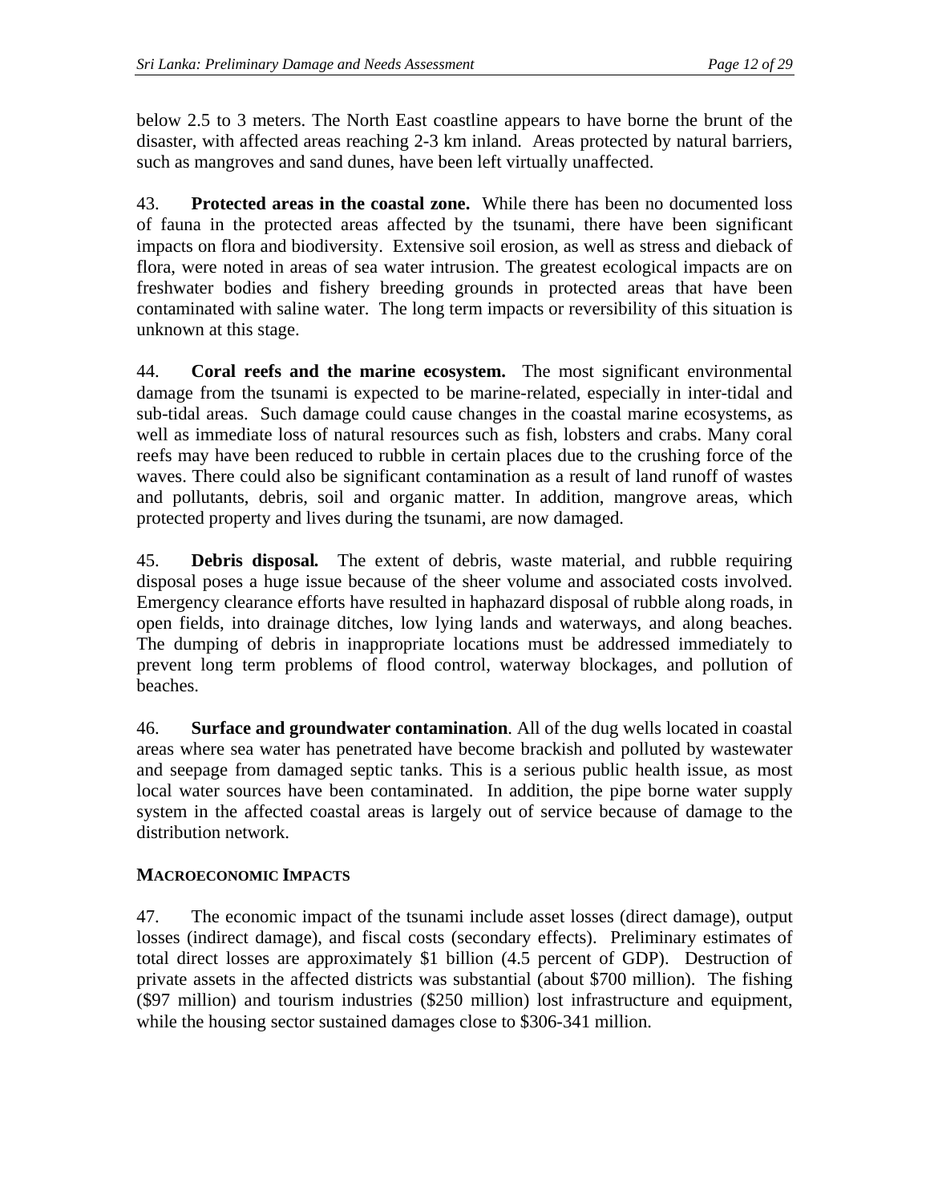below 2.5 to 3 meters. The North East coastline appears to have borne the brunt of the disaster, with affected areas reaching 2-3 km inland. Areas protected by natural barriers, such as mangroves and sand dunes, have been left virtually unaffected.

43. **Protected areas in the coastal zone.** While there has been no documented loss of fauna in the protected areas affected by the tsunami, there have been significant impacts on flora and biodiversity. Extensive soil erosion, as well as stress and dieback of flora, were noted in areas of sea water intrusion. The greatest ecological impacts are on freshwater bodies and fishery breeding grounds in protected areas that have been contaminated with saline water. The long term impacts or reversibility of this situation is unknown at this stage.

44. **Coral reefs and the marine ecosystem.** The most significant environmental damage from the tsunami is expected to be marine-related, especially in inter-tidal and sub-tidal areas. Such damage could cause changes in the coastal marine ecosystems, as well as immediate loss of natural resources such as fish, lobsters and crabs. Many coral reefs may have been reduced to rubble in certain places due to the crushing force of the waves. There could also be significant contamination as a result of land runoff of wastes and pollutants, debris, soil and organic matter. In addition, mangrove areas, which protected property and lives during the tsunami, are now damaged.

45. ***Debris disposal.*** The extent of debris, waste material, and rubble requiring disposal poses a huge issue because of the sheer volume and associated costs involved. Emergency clearance efforts have resulted in haphazard disposal of rubble along roads, in open fields, into drainage ditches, low lying lands and waterways, and along beaches. The dumping of debris in inappropriate locations must be addressed immediately to prevent long term problems of flood control, waterway blockages, and pollution of beaches.

46. **Surface and groundwater contamination**. All of the dug wells located in coastal areas where sea water has penetrated have become brackish and polluted by wastewater and seepage from damaged septic tanks. This is a serious public health issue, as most local water sources have been contaminated. In addition, the pipe borne water supply system in the affected coastal areas is largely out of service because of damage to the distribution network.

## MACROECONOMIC IMPACTS

47. The economic impact of the tsunami include asset losses (direct damage), output losses (indirect damage), and fiscal costs (secondary effects). Preliminary estimates of total direct losses are approximately $1 billion (4.5 percent of GDP). Destruction of private assets in the affected districts was substantial (about $700 million). The fishing ($97 million) and tourism industries ($250 million) lost infrastructure and equipment, while the housing sector sustained damages close to $306-341 million.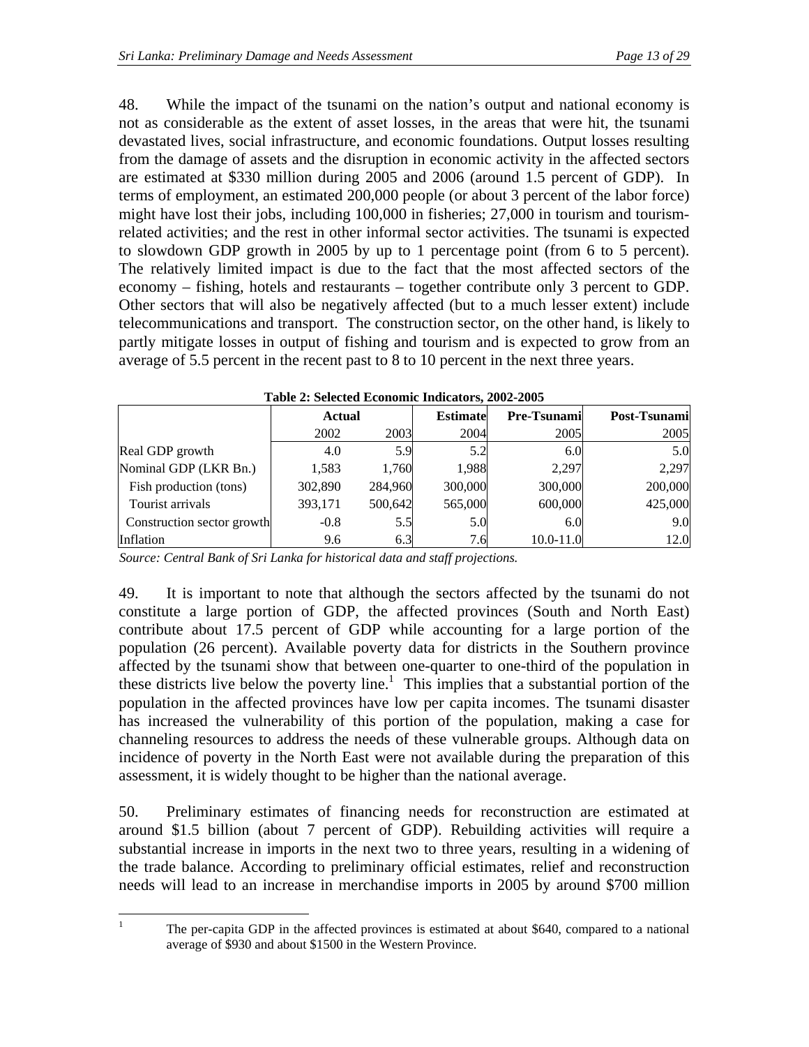48. While the impact of the tsunami on the nation's output and national economy is not as considerable as the extent of asset losses, in the areas that were hit, the tsunami devastated lives, social infrastructure, and economic foundations. Output losses resulting from the damage of assets and the disruption in economic activity in the affected sectors are estimated at $330 million during 2005 and 2006 (around 1.5 percent of GDP). In terms of employment, an estimated 200,000 people (or about 3 percent of the labor force) might have lost their jobs, including 100,000 in fisheries; 27,000 in tourism and tourism-related activities; and the rest in other informal sector activities. The tsunami is expected to slowdown GDP growth in 2005 by up to 1 percentage point (from 6 to 5 percent). The relatively limited impact is due to the fact that the most affected sectors of the economy – fishing, hotels and restaurants – together contribute only 3 percent to GDP. Other sectors that will also be negatively affected (but to a much lesser extent) include telecommunications and transport. The construction sector, on the other hand, is likely to partly mitigate losses in output of fishing and tourism and is expected to grow from an average of 5.5 percent in the recent past to 8 to 10 percent in the next three years.

**Table 2: Selected Economic Indicators, 2002-2005**

| | Actual | | Estimate | Pre-Tsunami | Post-Tsunami |
|---|---|---|---|---|---|
| | 2002 | 2003 | 2004 | 2005 | 2005 |
| Real GDP growth | 4.0 | 5.9 | 5.2 | 6.0 | 5.0 |
| Nominal GDP (LKR Bn.) | 1,583 | 1,760 | 1,988 | 2,297 | 2,297 |
| Fish production (tons) | 302,890 | 284,960 | 300,000 | 300,000 | 200,000 |
| Tourist arrivals | 393,171 | 500,642 | 565,000 | 600,000 | 425,000 |
| Construction sector growth | -0.8 | 5.5 | 5.0 | 6.0 | 9.0 |
| Inflation | 9.6 | 6.3 | 7.6 | 10.0-11.0 | 12.0 |

*Source: Central Bank of Sri Lanka for historical data and staff projections.*

49. It is important to note that although the sectors affected by the tsunami do not constitute a large portion of GDP, the affected provinces (South and North East) contribute about 17.5 percent of GDP while accounting for a large portion of the population (26 percent). Available poverty data for districts in the Southern province affected by the tsunami show that between one-quarter to one-third of the population in these districts live below the poverty line.[1] This implies that a substantial portion of the population in the affected provinces have low per capita incomes. The tsunami disaster has increased the vulnerability of this portion of the population, making a case for channeling resources to address the needs of these vulnerable groups. Although data on incidence of poverty in the North East were not available during the preparation of this assessment, it is widely thought to be higher than the national average.

50. Preliminary estimates of financing needs for reconstruction are estimated at around $1.5 billion (about 7 percent of GDP). Rebuilding activities will require a substantial increase in imports in the next two to three years, resulting in a widening of the trade balance. According to preliminary official estimates, relief and reconstruction needs will lead to an increase in merchandise imports in 2005 by around $700 million

[1] The per-capita GDP in the affected provinces is estimated at about $640, compared to a national average of $930 and about $1500 in the Western Province.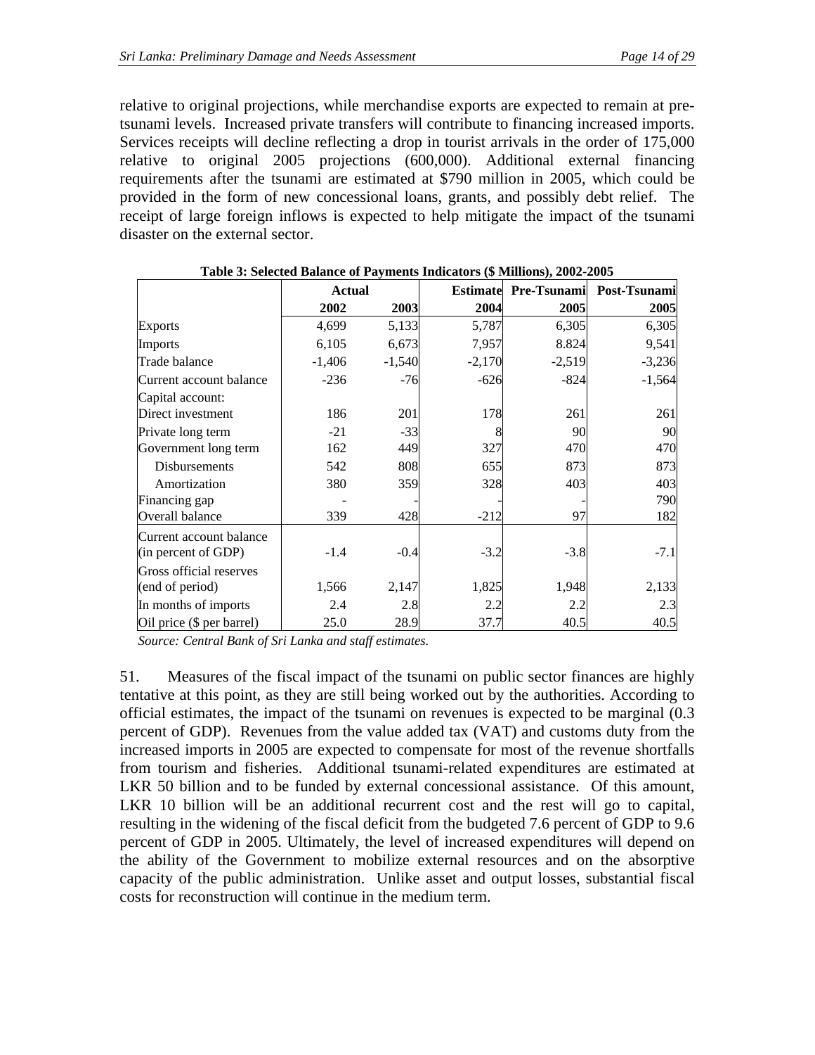relative to original projections, while merchandise exports are expected to remain at pre-tsunami levels. Increased private transfers will contribute to financing increased imports. Services receipts will decline reflecting a drop in tourist arrivals in the order of 175,000 relative to original 2005 projections (600,000). Additional external financing requirements after the tsunami are estimated at $790 million in 2005, which could be provided in the form of new concessional loans, grants, and possibly debt relief. The receipt of large foreign inflows is expected to help mitigate the impact of the tsunami disaster on the external sector.

**Table 3: Selected Balance of Payments Indicators ($ Millions), 2002-2005**

| | **Actual** | | **Estimate** | **Pre-Tsunami** | **Post-Tsunami** |
|---|---|---|---|---|---|
| | **2002** | **2003** | **2004** | **2005** | **2005** |
| Exports | 4,699 | 5,133 | 5,787 | 6,305 | 6,305 |
| Imports | 6,105 | 6,673 | 7,957 | 8.824 | 9,541 |
| Trade balance | -1,406 | -1,540 | -2,170 | -2,519 | -3,236 |
| Current account balance | -236 | -76 | -626 | -824 | -1,564 |
| Capital account: | | | | | |
| Direct investment | 186 | 201 | 178 | 261 | 261 |
| Private long term | -21 | -33 | 8 | 90 | 90 |
| Government long term | 162 | 449 | 327 | 470 | 470 |
| Disbursements | 542 | 808 | 655 | 873 | 873 |
| Amortization | 380 | 359 | 328 | 403 | 403 |
| Financing gap | - | - | - | - | 790 |
| Overall balance | 339 | 428 | -212 | 97 | 182 |
| Current account balance (in percent of GDP) | -1.4 | -0.4 | -3.2 | -3.8 | -7.1 |
| Gross official reserves (end of period) | 1,566 | 2,147 | 1,825 | 1,948 | 2,133 |
| In months of imports | 2.4 | 2.8 | 2.2 | 2.2 | 2.3 |
| Oil price ($ per barrel) | 25.0 | 28.9 | 37.7 | 40.5 | 40.5 |

*Source: Central Bank of Sri Lanka and staff estimates.*

51. Measures of the fiscal impact of the tsunami on public sector finances are highly tentative at this point, as they are still being worked out by the authorities. According to official estimates, the impact of the tsunami on revenues is expected to be marginal (0.3 percent of GDP). Revenues from the value added tax (VAT) and customs duty from the increased imports in 2005 are expected to compensate for most of the revenue shortfalls from tourism and fisheries. Additional tsunami-related expenditures are estimated at LKR 50 billion and to be funded by external concessional assistance. Of this amount, LKR 10 billion will be an additional recurrent cost and the rest will go to capital, resulting in the widening of the fiscal deficit from the budgeted 7.6 percent of GDP to 9.6 percent of GDP in 2005. Ultimately, the level of increased expenditures will depend on the ability of the Government to mobilize external resources and on the absorptive capacity of the public administration. Unlike asset and output losses, substantial fiscal costs for reconstruction will continue in the medium term.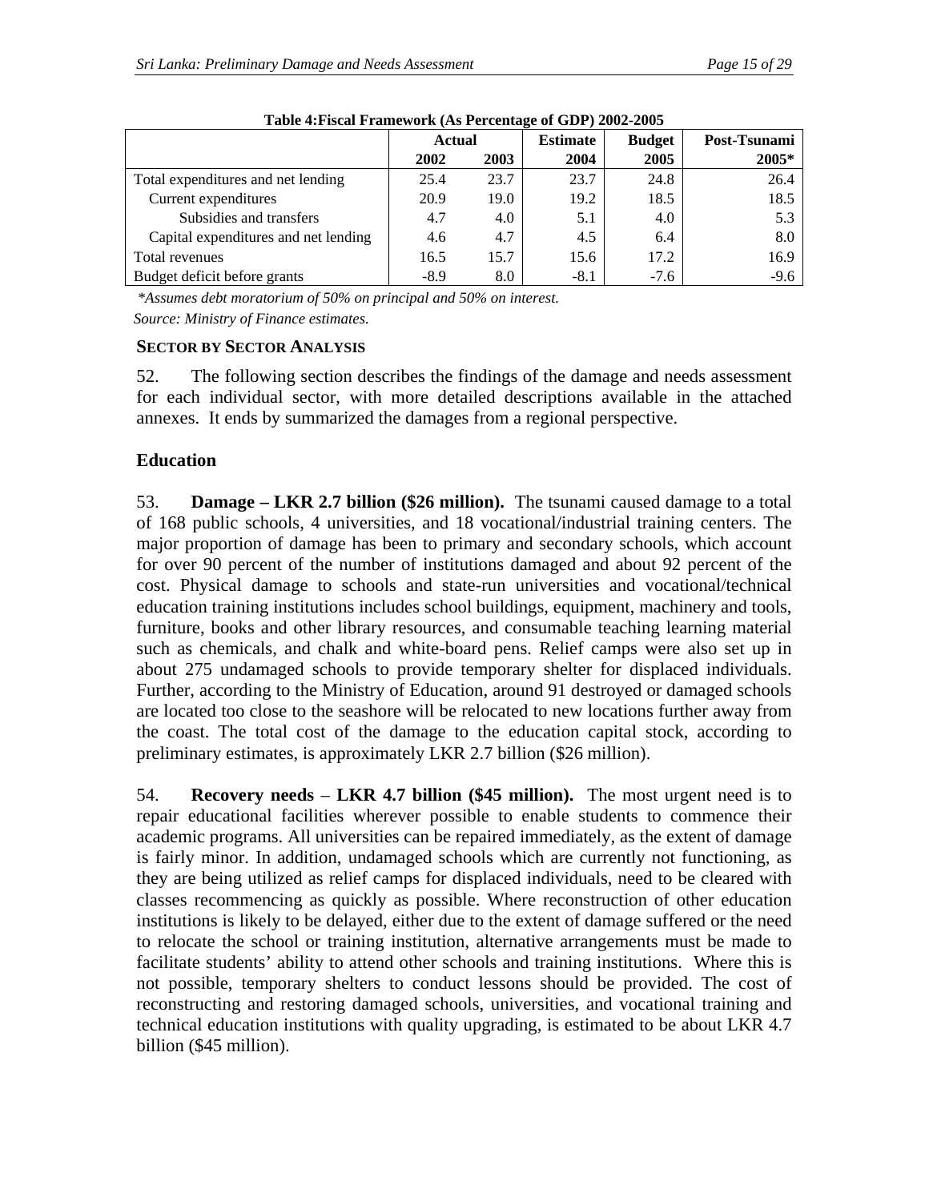**Table 4:Fiscal Framework (As Percentage of GDP) 2002-2005**

| | Actual | | Estimate | Budget | Post-Tsunami |
|---|---|---|---|---|---|
| | 2002 | 2003 | 2004 | 2005 | 2005* |
| Total expenditures and net lending | 25.4 | 23.7 | 23.7 | 24.8 | 26.4 |
| Current expenditures | 20.9 | 19.0 | 19.2 | 18.5 | 18.5 |
| Subsidies and transfers | 4.7 | 4.0 | 5.1 | 4.0 | 5.3 |
| Capital expenditures and net lending | 4.6 | 4.7 | 4.5 | 6.4 | 8.0 |
| Total revenues | 16.5 | 15.7 | 15.6 | 17.2 | 16.9 |
| Budget deficit before grants | -8.9 | 8.0 | -8.1 | -7.6 | -9.6 |

*\*Assumes debt moratorium of 50% on principal and 50% on interest.*

*Source: Ministry of Finance estimates.*

**SECTOR BY SECTOR ANALYSIS**

52. The following section describes the findings of the damage and needs assessment for each individual sector, with more detailed descriptions available in the attached annexes. It ends by summarized the damages from a regional perspective.

### Education

53. **Damage – LKR 2.7 billion ($26 million).** The tsunami caused damage to a total of 168 public schools, 4 universities, and 18 vocational/industrial training centers. The major proportion of damage has been to primary and secondary schools, which account for over 90 percent of the number of institutions damaged and about 92 percent of the cost. Physical damage to schools and state-run universities and vocational/technical education training institutions includes school buildings, equipment, machinery and tools, furniture, books and other library resources, and consumable teaching learning material such as chemicals, and chalk and white-board pens. Relief camps were also set up in about 275 undamaged schools to provide temporary shelter for displaced individuals. Further, according to the Ministry of Education, around 91 destroyed or damaged schools are located too close to the seashore will be relocated to new locations further away from the coast. The total cost of the damage to the education capital stock, according to preliminary estimates, is approximately LKR 2.7 billion ($26 million).

54. **Recovery needs – LKR 4.7 billion ($45 million).** The most urgent need is to repair educational facilities wherever possible to enable students to commence their academic programs. All universities can be repaired immediately, as the extent of damage is fairly minor. In addition, undamaged schools which are currently not functioning, as they are being utilized as relief camps for displaced individuals, need to be cleared with classes recommencing as quickly as possible. Where reconstruction of other education institutions is likely to be delayed, either due to the extent of damage suffered or the need to relocate the school or training institution, alternative arrangements must be made to facilitate students' ability to attend other schools and training institutions. Where this is not possible, temporary shelters to conduct lessons should be provided. The cost of reconstructing and restoring damaged schools, universities, and vocational training and technical education institutions with quality upgrading, is estimated to be about LKR 4.7 billion ($45 million).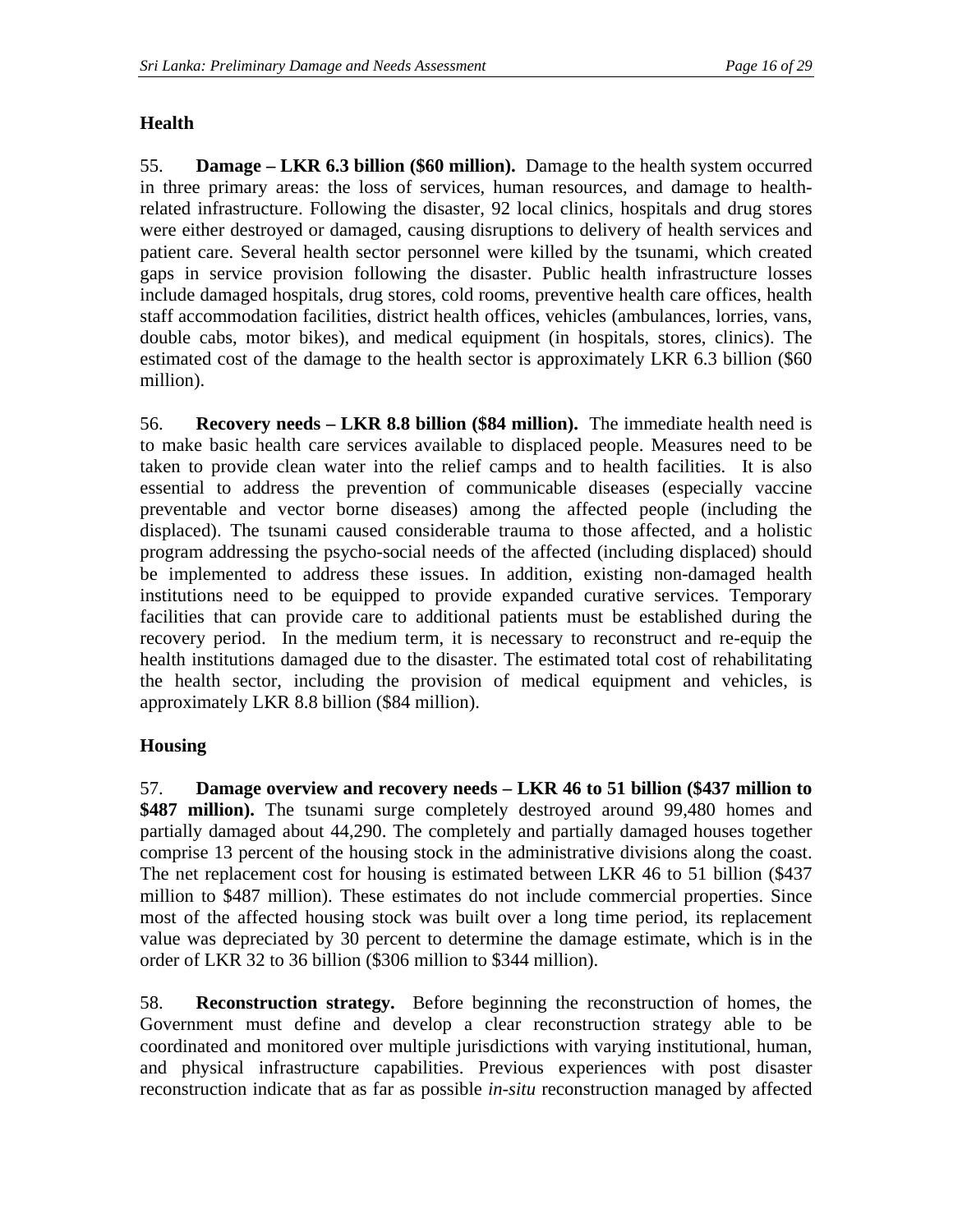## Health

55. **Damage – LKR 6.3 billion ($60 million).** Damage to the health system occurred in three primary areas: the loss of services, human resources, and damage to health-related infrastructure. Following the disaster, 92 local clinics, hospitals and drug stores were either destroyed or damaged, causing disruptions to delivery of health services and patient care. Several health sector personnel were killed by the tsunami, which created gaps in service provision following the disaster. Public health infrastructure losses include damaged hospitals, drug stores, cold rooms, preventive health care offices, health staff accommodation facilities, district health offices, vehicles (ambulances, lorries, vans, double cabs, motor bikes), and medical equipment (in hospitals, stores, clinics). The estimated cost of the damage to the health sector is approximately LKR 6.3 billion ($60 million).

56. **Recovery needs – LKR 8.8 billion ($84 million).** The immediate health need is to make basic health care services available to displaced people. Measures need to be taken to provide clean water into the relief camps and to health facilities. It is also essential to address the prevention of communicable diseases (especially vaccine preventable and vector borne diseases) among the affected people (including the displaced). The tsunami caused considerable trauma to those affected, and a holistic program addressing the psycho-social needs of the affected (including displaced) should be implemented to address these issues. In addition, existing non-damaged health institutions need to be equipped to provide expanded curative services. Temporary facilities that can provide care to additional patients must be established during the recovery period. In the medium term, it is necessary to reconstruct and re-equip the health institutions damaged due to the disaster. The estimated total cost of rehabilitating the health sector, including the provision of medical equipment and vehicles, is approximately LKR 8.8 billion ($84 million).

## Housing

57. **Damage overview and recovery needs – LKR 46 to 51 billion ($437 million to $487 million).** The tsunami surge completely destroyed around 99,480 homes and partially damaged about 44,290. The completely and partially damaged houses together comprise 13 percent of the housing stock in the administrative divisions along the coast. The net replacement cost for housing is estimated between LKR 46 to 51 billion ($437 million to $487 million). These estimates do not include commercial properties. Since most of the affected housing stock was built over a long time period, its replacement value was depreciated by 30 percent to determine the damage estimate, which is in the order of LKR 32 to 36 billion ($306 million to $344 million).

58. **Reconstruction strategy.** Before beginning the reconstruction of homes, the Government must define and develop a clear reconstruction strategy able to be coordinated and monitored over multiple jurisdictions with varying institutional, human, and physical infrastructure capabilities. Previous experiences with post disaster reconstruction indicate that as far as possible *in-situ* reconstruction managed by affected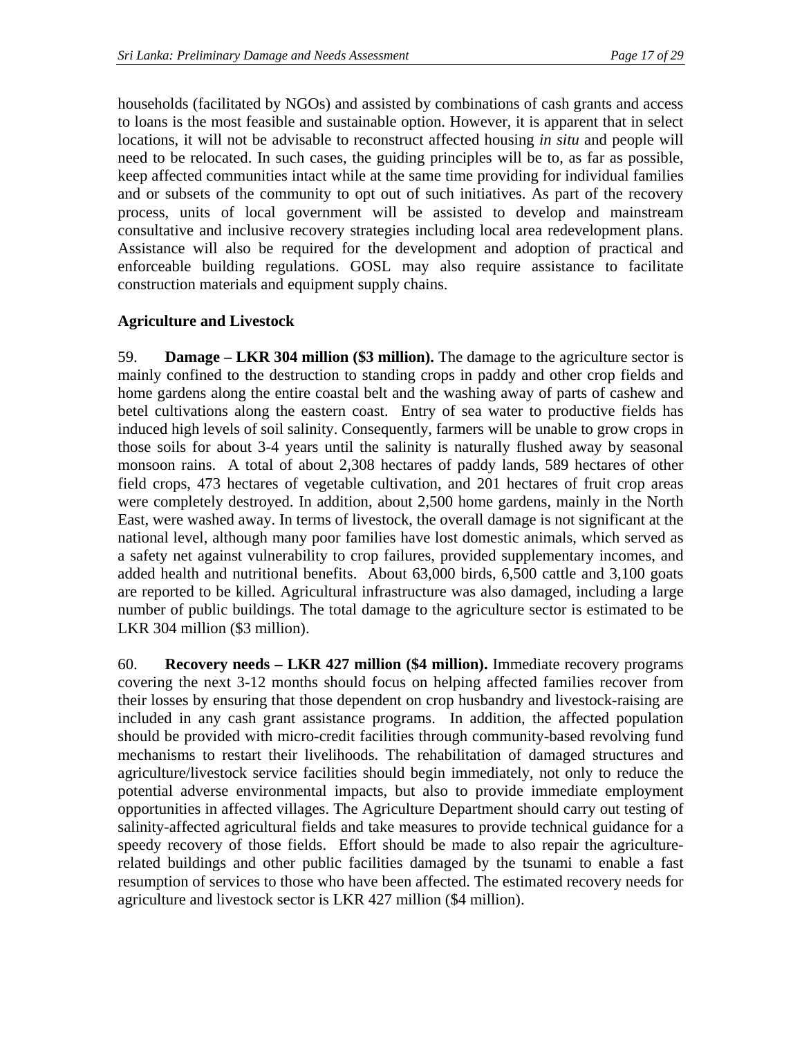households (facilitated by NGOs) and assisted by combinations of cash grants and access to loans is the most feasible and sustainable option. However, it is apparent that in select locations, it will not be advisable to reconstruct affected housing *in situ* and people will need to be relocated. In such cases, the guiding principles will be to, as far as possible, keep affected communities intact while at the same time providing for individual families and or subsets of the community to opt out of such initiatives. As part of the recovery process, units of local government will be assisted to develop and mainstream consultative and inclusive recovery strategies including local area redevelopment plans. Assistance will also be required for the development and adoption of practical and enforceable building regulations. GOSL may also require assistance to facilitate construction materials and equipment supply chains.

### Agriculture and Livestock

59. **Damage – LKR 304 million ($3 million).** The damage to the agriculture sector is mainly confined to the destruction to standing crops in paddy and other crop fields and home gardens along the entire coastal belt and the washing away of parts of cashew and betel cultivations along the eastern coast. Entry of sea water to productive fields has induced high levels of soil salinity. Consequently, farmers will be unable to grow crops in those soils for about 3-4 years until the salinity is naturally flushed away by seasonal monsoon rains. A total of about 2,308 hectares of paddy lands, 589 hectares of other field crops, 473 hectares of vegetable cultivation, and 201 hectares of fruit crop areas were completely destroyed. In addition, about 2,500 home gardens, mainly in the North East, were washed away. In terms of livestock, the overall damage is not significant at the national level, although many poor families have lost domestic animals, which served as a safety net against vulnerability to crop failures, provided supplementary incomes, and added health and nutritional benefits. About 63,000 birds, 6,500 cattle and 3,100 goats are reported to be killed. Agricultural infrastructure was also damaged, including a large number of public buildings. The total damage to the agriculture sector is estimated to be LKR 304 million ($3 million).

60. **Recovery needs – LKR 427 million ($4 million).** Immediate recovery programs covering the next 3-12 months should focus on helping affected families recover from their losses by ensuring that those dependent on crop husbandry and livestock-raising are included in any cash grant assistance programs. In addition, the affected population should be provided with micro-credit facilities through community-based revolving fund mechanisms to restart their livelihoods. The rehabilitation of damaged structures and agriculture/livestock service facilities should begin immediately, not only to reduce the potential adverse environmental impacts, but also to provide immediate employment opportunities in affected villages. The Agriculture Department should carry out testing of salinity-affected agricultural fields and take measures to provide technical guidance for a speedy recovery of those fields. Effort should be made to also repair the agriculture-related buildings and other public facilities damaged by the tsunami to enable a fast resumption of services to those who have been affected. The estimated recovery needs for agriculture and livestock sector is LKR 427 million ($4 million).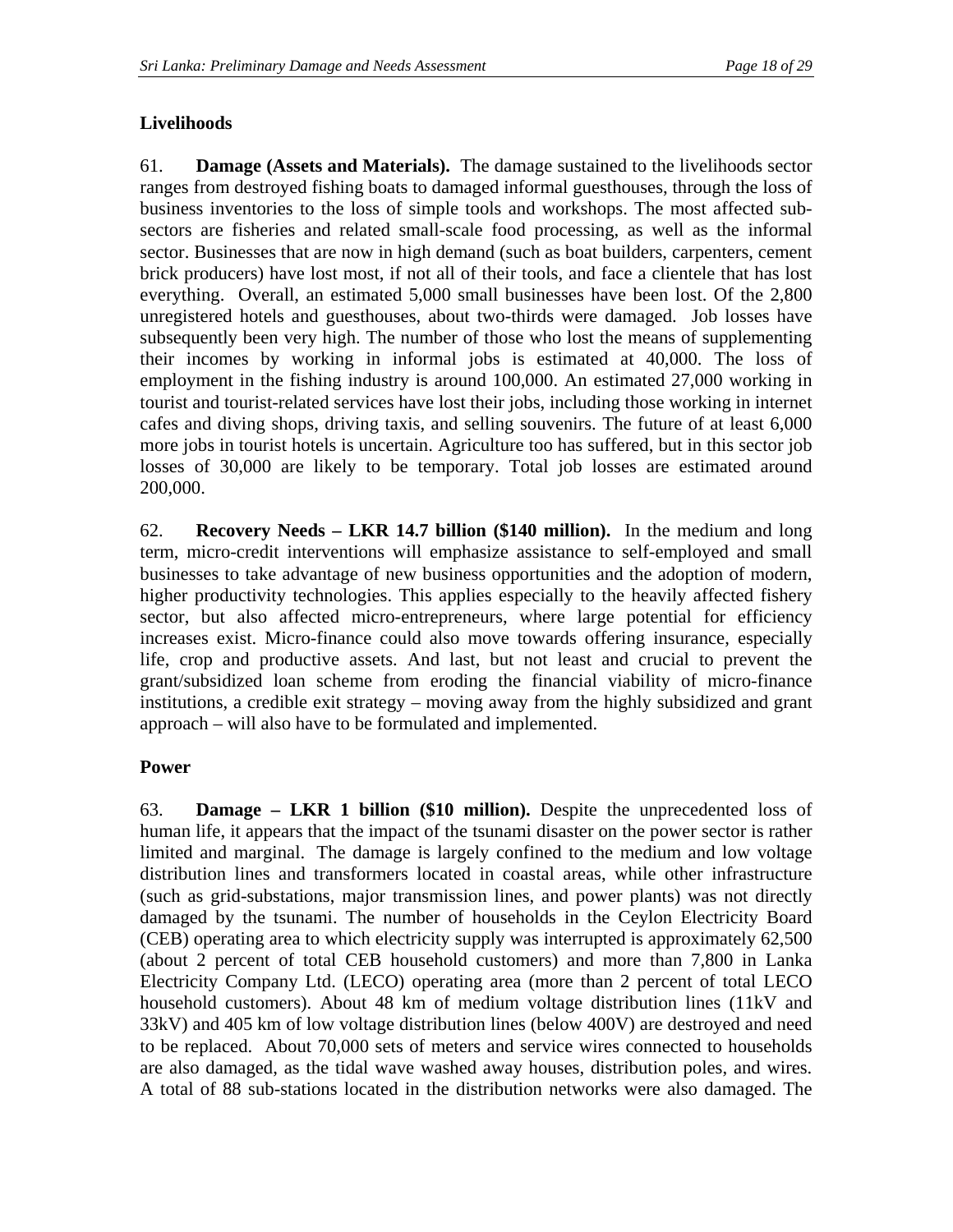## Livelihoods

61. **Damage (Assets and Materials).** The damage sustained to the livelihoods sector ranges from destroyed fishing boats to damaged informal guesthouses, through the loss of business inventories to the loss of simple tools and workshops. The most affected sub-sectors are fisheries and related small-scale food processing, as well as the informal sector. Businesses that are now in high demand (such as boat builders, carpenters, cement brick producers) have lost most, if not all of their tools, and face a clientele that has lost everything. Overall, an estimated 5,000 small businesses have been lost. Of the 2,800 unregistered hotels and guesthouses, about two-thirds were damaged. Job losses have subsequently been very high. The number of those who lost the means of supplementing their incomes by working in informal jobs is estimated at 40,000. The loss of employment in the fishing industry is around 100,000. An estimated 27,000 working in tourist and tourist-related services have lost their jobs, including those working in internet cafes and diving shops, driving taxis, and selling souvenirs. The future of at least 6,000 more jobs in tourist hotels is uncertain. Agriculture too has suffered, but in this sector job losses of 30,000 are likely to be temporary. Total job losses are estimated around 200,000.

62. **Recovery Needs – LKR 14.7 billion ($140 million).** In the medium and long term, micro-credit interventions will emphasize assistance to self-employed and small businesses to take advantage of new business opportunities and the adoption of modern, higher productivity technologies. This applies especially to the heavily affected fishery sector, but also affected micro-entrepreneurs, where large potential for efficiency increases exist. Micro-finance could also move towards offering insurance, especially life, crop and productive assets. And last, but not least and crucial to prevent the grant/subsidized loan scheme from eroding the financial viability of micro-finance institutions, a credible exit strategy – moving away from the highly subsidized and grant approach – will also have to be formulated and implemented.

## Power

63. **Damage – LKR 1 billion ($10 million).** Despite the unprecedented loss of human life, it appears that the impact of the tsunami disaster on the power sector is rather limited and marginal. The damage is largely confined to the medium and low voltage distribution lines and transformers located in coastal areas, while other infrastructure (such as grid-substations, major transmission lines, and power plants) was not directly damaged by the tsunami. The number of households in the Ceylon Electricity Board (CEB) operating area to which electricity supply was interrupted is approximately 62,500 (about 2 percent of total CEB household customers) and more than 7,800 in Lanka Electricity Company Ltd. (LECO) operating area (more than 2 percent of total LECO household customers). About 48 km of medium voltage distribution lines (11kV and 33kV) and 405 km of low voltage distribution lines (below 400V) are destroyed and need to be replaced. About 70,000 sets of meters and service wires connected to households are also damaged, as the tidal wave washed away houses, distribution poles, and wires. A total of 88 sub-stations located in the distribution networks were also damaged. The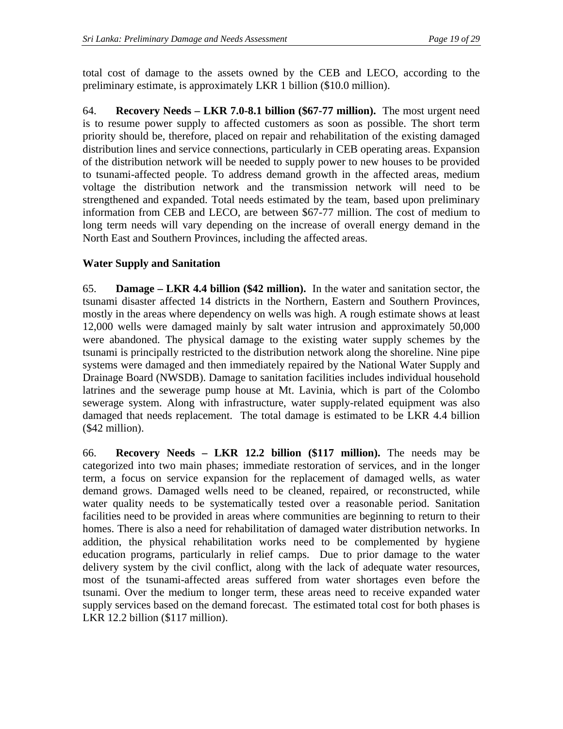total cost of damage to the assets owned by the CEB and LECO, according to the preliminary estimate, is approximately LKR 1 billion ($10.0 million).

64. **Recovery Needs – LKR 7.0-8.1 billion ($67-77 million).** The most urgent need is to resume power supply to affected customers as soon as possible. The short term priority should be, therefore, placed on repair and rehabilitation of the existing damaged distribution lines and service connections, particularly in CEB operating areas. Expansion of the distribution network will be needed to supply power to new houses to be provided to tsunami-affected people. To address demand growth in the affected areas, medium voltage the distribution network and the transmission network will need to be strengthened and expanded. Total needs estimated by the team, based upon preliminary information from CEB and LECO, are between $67-77 million. The cost of medium to long term needs will vary depending on the increase of overall energy demand in the North East and Southern Provinces, including the affected areas.

**Water Supply and Sanitation**

65. **Damage – LKR 4.4 billion ($42 million).** In the water and sanitation sector, the tsunami disaster affected 14 districts in the Northern, Eastern and Southern Provinces, mostly in the areas where dependency on wells was high. A rough estimate shows at least 12,000 wells were damaged mainly by salt water intrusion and approximately 50,000 were abandoned. The physical damage to the existing water supply schemes by the tsunami is principally restricted to the distribution network along the shoreline. Nine pipe systems were damaged and then immediately repaired by the National Water Supply and Drainage Board (NWSDB). Damage to sanitation facilities includes individual household latrines and the sewerage pump house at Mt. Lavinia, which is part of the Colombo sewerage system. Along with infrastructure, water supply-related equipment was also damaged that needs replacement. The total damage is estimated to be LKR 4.4 billion ($42 million).

66. **Recovery Needs – LKR 12.2 billion ($117 million).** The needs may be categorized into two main phases; immediate restoration of services, and in the longer term, a focus on service expansion for the replacement of damaged wells, as water demand grows. Damaged wells need to be cleaned, repaired, or reconstructed, while water quality needs to be systematically tested over a reasonable period. Sanitation facilities need to be provided in areas where communities are beginning to return to their homes. There is also a need for rehabilitation of damaged water distribution networks. In addition, the physical rehabilitation works need to be complemented by hygiene education programs, particularly in relief camps. Due to prior damage to the water delivery system by the civil conflict, along with the lack of adequate water resources, most of the tsunami-affected areas suffered from water shortages even before the tsunami. Over the medium to longer term, these areas need to receive expanded water supply services based on the demand forecast. The estimated total cost for both phases is LKR 12.2 billion ($117 million).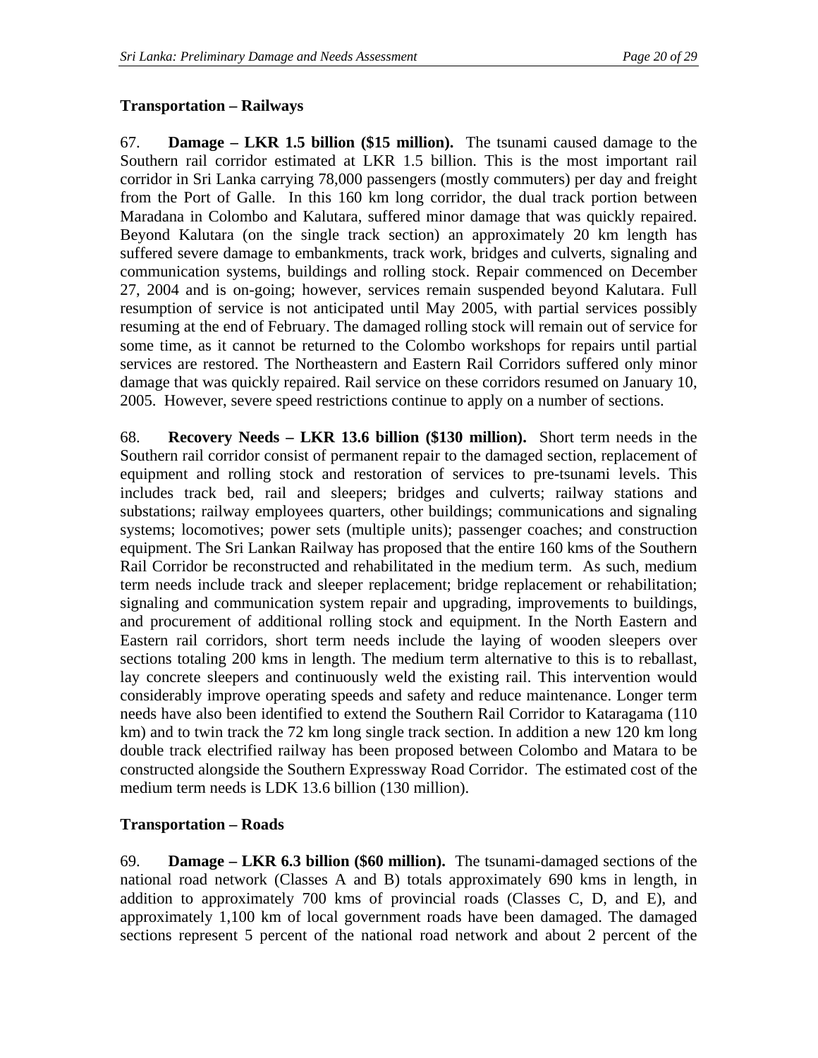### Transportation – Railways

67. **Damage – LKR 1.5 billion ($15 million).** The tsunami caused damage to the Southern rail corridor estimated at LKR 1.5 billion. This is the most important rail corridor in Sri Lanka carrying 78,000 passengers (mostly commuters) per day and freight from the Port of Galle. In this 160 km long corridor, the dual track portion between Maradana in Colombo and Kalutara, suffered minor damage that was quickly repaired. Beyond Kalutara (on the single track section) an approximately 20 km length has suffered severe damage to embankments, track work, bridges and culverts, signaling and communication systems, buildings and rolling stock. Repair commenced on December 27, 2004 and is on-going; however, services remain suspended beyond Kalutara. Full resumption of service is not anticipated until May 2005, with partial services possibly resuming at the end of February. The damaged rolling stock will remain out of service for some time, as it cannot be returned to the Colombo workshops for repairs until partial services are restored. The Northeastern and Eastern Rail Corridors suffered only minor damage that was quickly repaired. Rail service on these corridors resumed on January 10, 2005. However, severe speed restrictions continue to apply on a number of sections.

68. **Recovery Needs – LKR 13.6 billion ($130 million).** Short term needs in the Southern rail corridor consist of permanent repair to the damaged section, replacement of equipment and rolling stock and restoration of services to pre-tsunami levels. This includes track bed, rail and sleepers; bridges and culverts; railway stations and substations; railway employees quarters, other buildings; communications and signaling systems; locomotives; power sets (multiple units); passenger coaches; and construction equipment. The Sri Lankan Railway has proposed that the entire 160 kms of the Southern Rail Corridor be reconstructed and rehabilitated in the medium term. As such, medium term needs include track and sleeper replacement; bridge replacement or rehabilitation; signaling and communication system repair and upgrading, improvements to buildings, and procurement of additional rolling stock and equipment. In the North Eastern and Eastern rail corridors, short term needs include the laying of wooden sleepers over sections totaling 200 kms in length. The medium term alternative to this is to reballast, lay concrete sleepers and continuously weld the existing rail. This intervention would considerably improve operating speeds and safety and reduce maintenance. Longer term needs have also been identified to extend the Southern Rail Corridor to Kataragama (110 km) and to twin track the 72 km long single track section. In addition a new 120 km long double track electrified railway has been proposed between Colombo and Matara to be constructed alongside the Southern Expressway Road Corridor. The estimated cost of the medium term needs is LDK 13.6 billion (130 million).

### Transportation – Roads

69. **Damage – LKR 6.3 billion ($60 million).** The tsunami-damaged sections of the national road network (Classes A and B) totals approximately 690 kms in length, in addition to approximately 700 kms of provincial roads (Classes C, D, and E), and approximately 1,100 km of local government roads have been damaged. The damaged sections represent 5 percent of the national road network and about 2 percent of the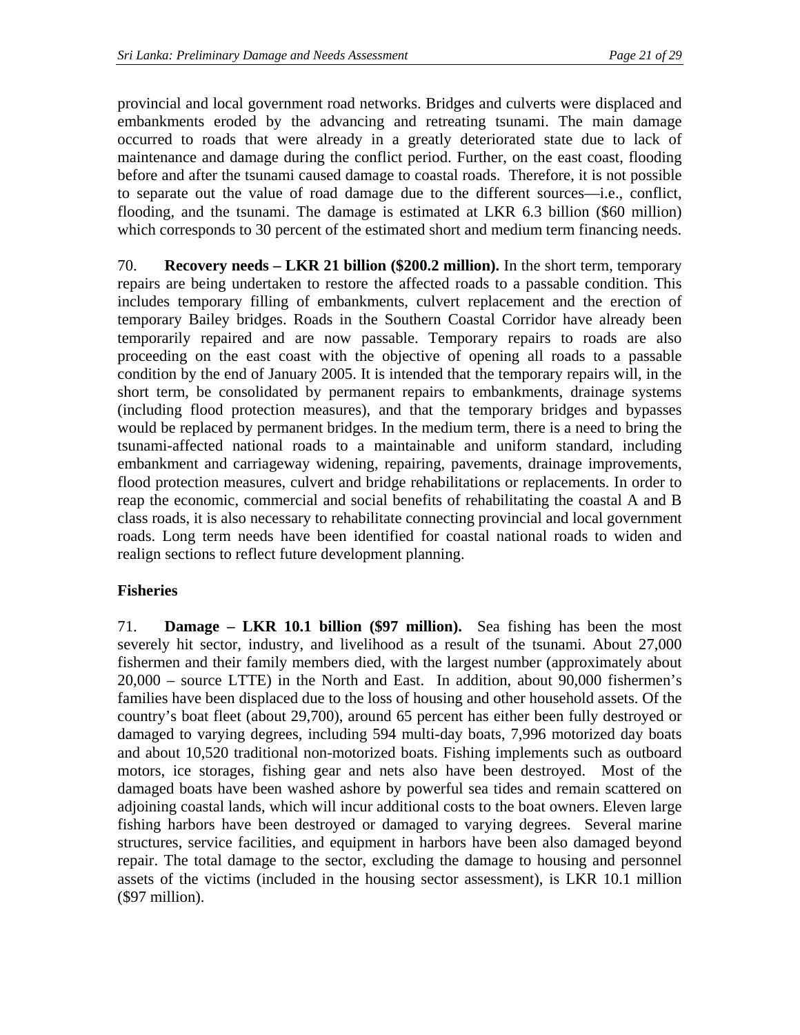provincial and local government road networks. Bridges and culverts were displaced and embankments eroded by the advancing and retreating tsunami. The main damage occurred to roads that were already in a greatly deteriorated state due to lack of maintenance and damage during the conflict period. Further, on the east coast, flooding before and after the tsunami caused damage to coastal roads. Therefore, it is not possible to separate out the value of road damage due to the different sources—i.e., conflict, flooding, and the tsunami. The damage is estimated at LKR 6.3 billion ($60 million) which corresponds to 30 percent of the estimated short and medium term financing needs.

70. **Recovery needs – LKR 21 billion ($200.2 million).** In the short term, temporary repairs are being undertaken to restore the affected roads to a passable condition. This includes temporary filling of embankments, culvert replacement and the erection of temporary Bailey bridges. Roads in the Southern Coastal Corridor have already been temporarily repaired and are now passable. Temporary repairs to roads are also proceeding on the east coast with the objective of opening all roads to a passable condition by the end of January 2005. It is intended that the temporary repairs will, in the short term, be consolidated by permanent repairs to embankments, drainage systems (including flood protection measures), and that the temporary bridges and bypasses would be replaced by permanent bridges. In the medium term, there is a need to bring the tsunami-affected national roads to a maintainable and uniform standard, including embankment and carriageway widening, repairing, pavements, drainage improvements, flood protection measures, culvert and bridge rehabilitations or replacements. In order to reap the economic, commercial and social benefits of rehabilitating the coastal A and B class roads, it is also necessary to rehabilitate connecting provincial and local government roads. Long term needs have been identified for coastal national roads to widen and realign sections to reflect future development planning.

### Fisheries

71. **Damage – LKR 10.1 billion ($97 million).** Sea fishing has been the most severely hit sector, industry, and livelihood as a result of the tsunami. About 27,000 fishermen and their family members died, with the largest number (approximately about 20,000 – source LTTE) in the North and East. In addition, about 90,000 fishermen's families have been displaced due to the loss of housing and other household assets. Of the country's boat fleet (about 29,700), around 65 percent has either been fully destroyed or damaged to varying degrees, including 594 multi-day boats, 7,996 motorized day boats and about 10,520 traditional non-motorized boats. Fishing implements such as outboard motors, ice storages, fishing gear and nets also have been destroyed. Most of the damaged boats have been washed ashore by powerful sea tides and remain scattered on adjoining coastal lands, which will incur additional costs to the boat owners. Eleven large fishing harbors have been destroyed or damaged to varying degrees. Several marine structures, service facilities, and equipment in harbors have been also damaged beyond repair. The total damage to the sector, excluding the damage to housing and personnel assets of the victims (included in the housing sector assessment), is LKR 10.1 million ($97 million).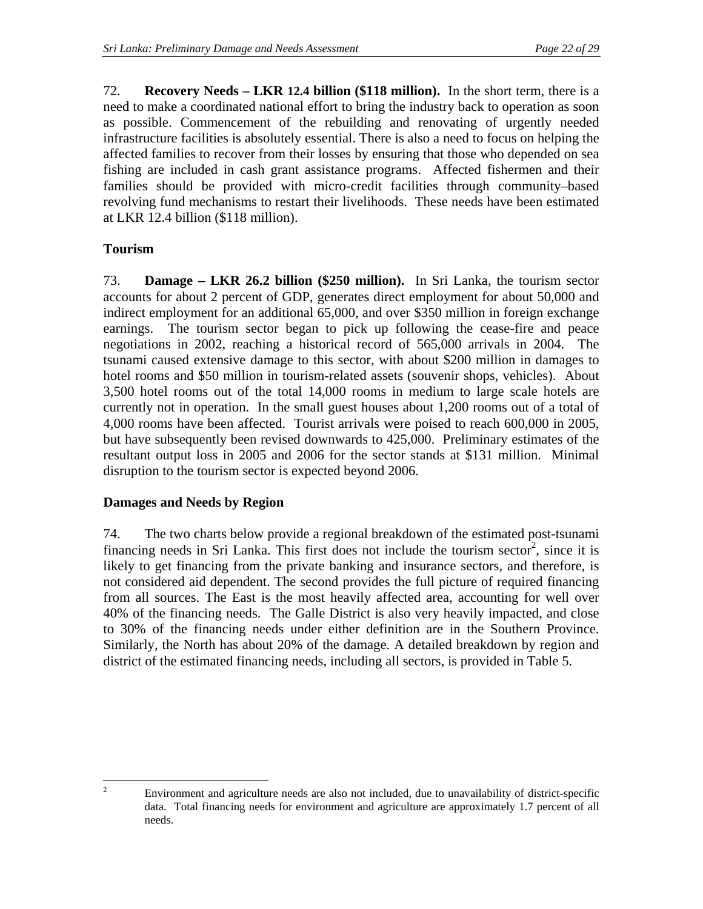72. **Recovery Needs – LKR 12.4 billion ($118 million).** In the short term, there is a need to make a coordinated national effort to bring the industry back to operation as soon as possible. Commencement of the rebuilding and renovating of urgently needed infrastructure facilities is absolutely essential. There is also a need to focus on helping the affected families to recover from their losses by ensuring that those who depended on sea fishing are included in cash grant assistance programs. Affected fishermen and their families should be provided with micro-credit facilities through community–based revolving fund mechanisms to restart their livelihoods. These needs have been estimated at LKR 12.4 billion ($118 million).

### Tourism

73. **Damage – LKR 26.2 billion ($250 million).** In Sri Lanka, the tourism sector accounts for about 2 percent of GDP, generates direct employment for about 50,000 and indirect employment for an additional 65,000, and over $350 million in foreign exchange earnings. The tourism sector began to pick up following the cease-fire and peace negotiations in 2002, reaching a historical record of 565,000 arrivals in 2004. The tsunami caused extensive damage to this sector, with about $200 million in damages to hotel rooms and $50 million in tourism-related assets (souvenir shops, vehicles). About 3,500 hotel rooms out of the total 14,000 rooms in medium to large scale hotels are currently not in operation. In the small guest houses about 1,200 rooms out of a total of 4,000 rooms have been affected. Tourist arrivals were poised to reach 600,000 in 2005, but have subsequently been revised downwards to 425,000. Preliminary estimates of the resultant output loss in 2005 and 2006 for the sector stands at $131 million. Minimal disruption to the tourism sector is expected beyond 2006.

### Damages and Needs by Region

74. The two charts below provide a regional breakdown of the estimated post-tsunami financing needs in Sri Lanka. This first does not include the tourism sector[2], since it is likely to get financing from the private banking and insurance sectors, and therefore, is not considered aid dependent. The second provides the full picture of required financing from all sources. The East is the most heavily affected area, accounting for well over 40% of the financing needs. The Galle District is also very heavily impacted, and close to 30% of the financing needs under either definition are in the Southern Province. Similarly, the North has about 20% of the damage. A detailed breakdown by region and district of the estimated financing needs, including all sectors, is provided in Table 5.

---

[2] Environment and agriculture needs are also not included, due to unavailability of district-specific data. Total financing needs for environment and agriculture are approximately 1.7 percent of all needs.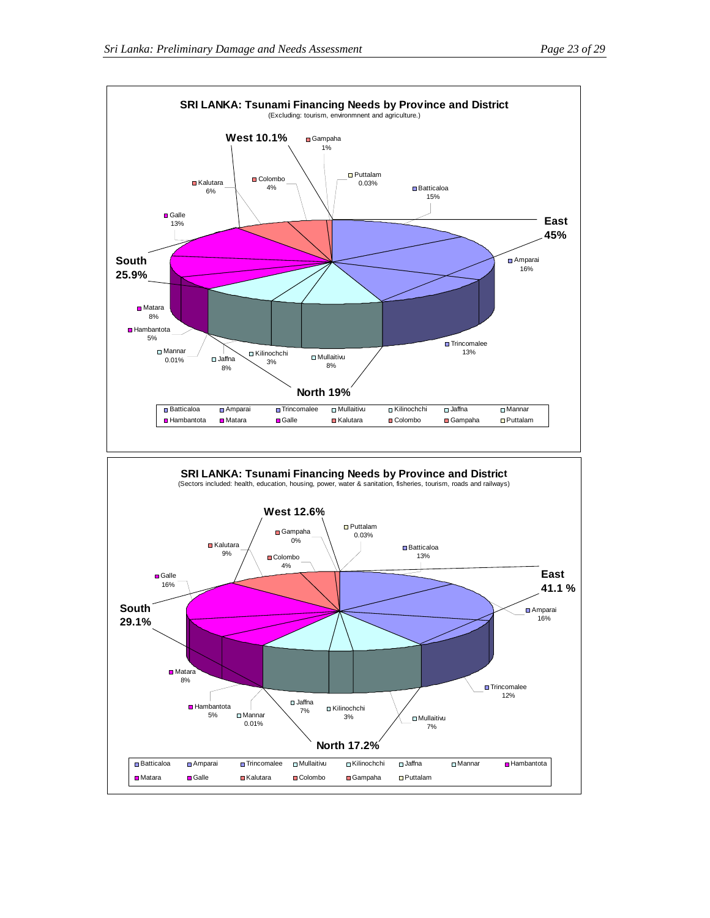**SRI LANKA: Tsunami Financing Needs by Province and District**
(Excluding: tourism, environmnent and agriculture.)

| Province | District | Share |
| --- | --- | --- |
| East 45% | Batticaloa | 15% |
| | Amparai | 16% |
| | Trincomalee | 13% |
| North 19% | Mullaitivu | 8% |
| | Kilinochchi | 3% |
| | Jaffna | 8% |
| | Mannar | 0.01% |
| South 25.9% | Hambantota | 5% |
| | Matara | 8% |
| | Galle | 13% |
| West 10.1% | Kalutara | 6% |
| | Colombo | 4% |
| | Gampaha | 1% |
| | Puttalam | 0.03% |

**SRI LANKA: Tsunami Financing Needs by Province and District**
(Sectors included: health, education, housing, power, water & sanitation, fisheries, tourism, roads and railways)

| Province | District | Share |
| --- | --- | --- |
| East 41.1 % | Batticaloa | 13% |
| | Amparai | 16% |
| | Trincomalee | 12% |
| North 17.2% | Mullaitivu | 7% |
| | Kilinochchi | 3% |
| | Jaffna | 7% |
| | Mannar | 0.01% |
| South 29.1% | Hambantota | 5% |
| | Matara | 8% |
| | Galle | 16% |
| West 12.6% | Kalutara | 9% |
| | Colombo | 4% |
| | Gampaha | 0% |
| | Puttalam | 0.03% |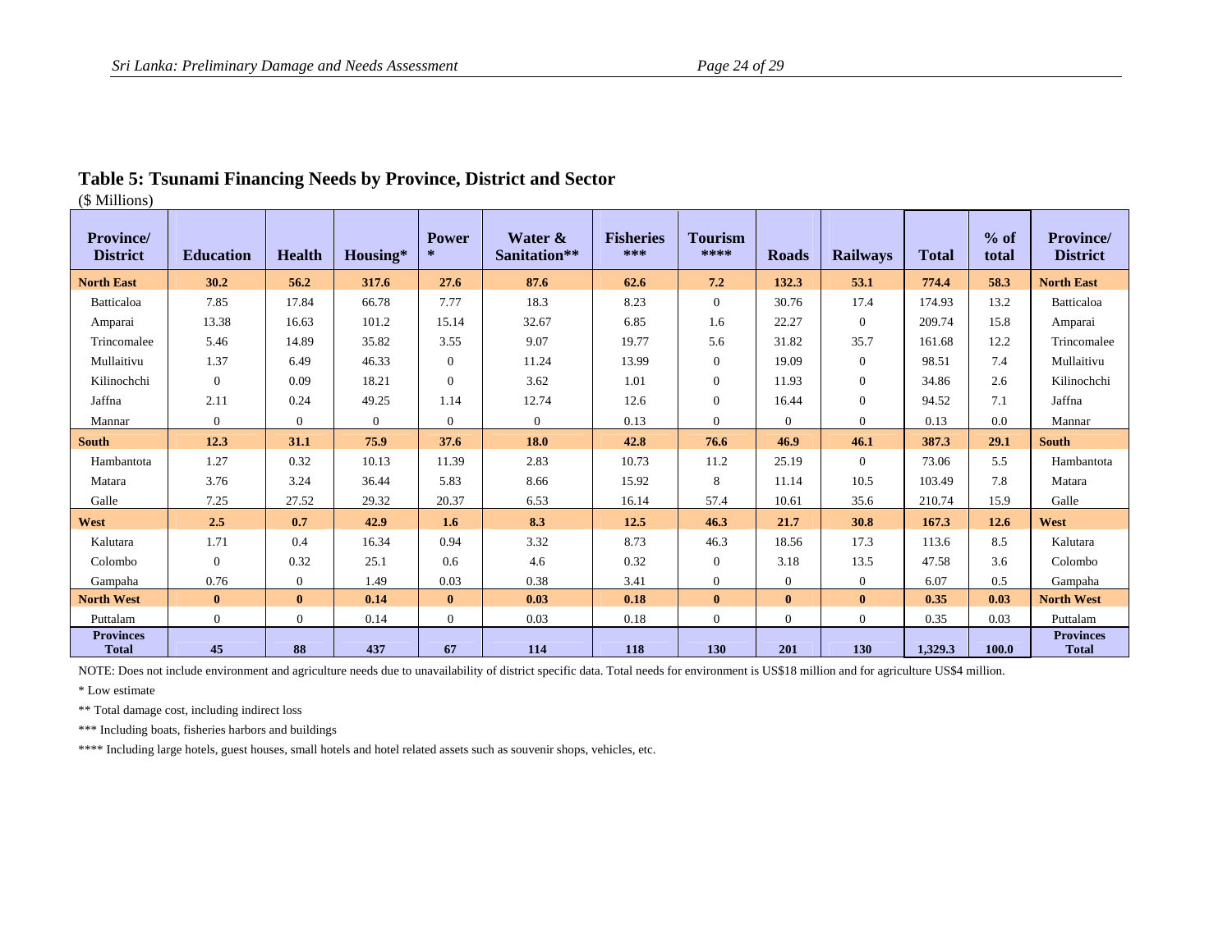## Table 5: Tsunami Financing Needs by Province, District and Sector

($ Millions)

| Province/ District | Education | Health | Housing* | Power * | Water & Sanitation** | Fisheries *** | Tourism **** | Roads | Railways | Total | % of total | Province/ District |
|---|---|---|---|---|---|---|---|---|---|---|---|---|
| **North East** | **30.2** | **56.2** | **317.6** | **27.6** | **87.6** | **62.6** | **7.2** | **132.3** | **53.1** | **774.4** | **58.3** | **North East** |
| Batticaloa | 7.85 | 17.84 | 66.78 | 7.77 | 18.3 | 8.23 | 0 | 30.76 | 17.4 | 174.93 | 13.2 | Batticaloa |
| Amparai | 13.38 | 16.63 | 101.2 | 15.14 | 32.67 | 6.85 | 1.6 | 22.27 | 0 | 209.74 | 15.8 | Amparai |
| Trincomalee | 5.46 | 14.89 | 35.82 | 3.55 | 9.07 | 19.77 | 5.6 | 31.82 | 35.7 | 161.68 | 12.2 | Trincomalee |
| Mullaitivu | 1.37 | 6.49 | 46.33 | 0 | 11.24 | 13.99 | 0 | 19.09 | 0 | 98.51 | 7.4 | Mullaitivu |
| Kilinochchi | 0 | 0.09 | 18.21 | 0 | 3.62 | 1.01 | 0 | 11.93 | 0 | 34.86 | 2.6 | Kilinochchi |
| Jaffna | 2.11 | 0.24 | 49.25 | 1.14 | 12.74 | 12.6 | 0 | 16.44 | 0 | 94.52 | 7.1 | Jaffna |
| Mannar | 0 | 0 | 0 | 0 | 0 | 0.13 | 0 | 0 | 0 | 0.13 | 0.0 | Mannar |
| **South** | **12.3** | **31.1** | **75.9** | **37.6** | **18.0** | **42.8** | **76.6** | **46.9** | **46.1** | **387.3** | **29.1** | **South** |
| Hambantota | 1.27 | 0.32 | 10.13 | 11.39 | 2.83 | 10.73 | 11.2 | 25.19 | 0 | 73.06 | 5.5 | Hambantota |
| Matara | 3.76 | 3.24 | 36.44 | 5.83 | 8.66 | 15.92 | 8 | 11.14 | 10.5 | 103.49 | 7.8 | Matara |
| Galle | 7.25 | 27.52 | 29.32 | 20.37 | 6.53 | 16.14 | 57.4 | 10.61 | 35.6 | 210.74 | 15.9 | Galle |
| **West** | **2.5** | **0.7** | **42.9** | **1.6** | **8.3** | **12.5** | **46.3** | **21.7** | **30.8** | **167.3** | **12.6** | **West** |
| Kalutara | 1.71 | 0.4 | 16.34 | 0.94 | 3.32 | 8.73 | 46.3 | 18.56 | 17.3 | 113.6 | 8.5 | Kalutara |
| Colombo | 0 | 0.32 | 25.1 | 0.6 | 4.6 | 0.32 | 0 | 3.18 | 13.5 | 47.58 | 3.6 | Colombo |
| Gampaha | 0.76 | 0 | 1.49 | 0.03 | 0.38 | 3.41 | 0 | 0 | 0 | 6.07 | 0.5 | Gampaha |
| **North West** | **0** | **0** | **0.14** | **0** | **0.03** | **0.18** | **0** | **0** | **0** | **0.35** | **0.03** | **North West** |
| Puttalam | 0 | 0 | 0.14 | 0 | 0.03 | 0.18 | 0 | 0 | 0 | 0.35 | 0.03 | Puttalam |
| **Provinces Total** | **45** | **88** | **437** | **67** | **114** | **118** | **130** | **201** | **130** | **1,329.3** | **100.0** | **Provinces Total** |

NOTE: Does not include environment and agriculture needs due to unavailability of district specific data. Total needs for environment is US$18 million and for agriculture US$4 million.

* Low estimate

** Total damage cost, including indirect loss

*** Including boats, fisheries harbors and buildings

**** Including large hotels, guest houses, small hotels and hotel related assets such as souvenir shops, vehicles, etc.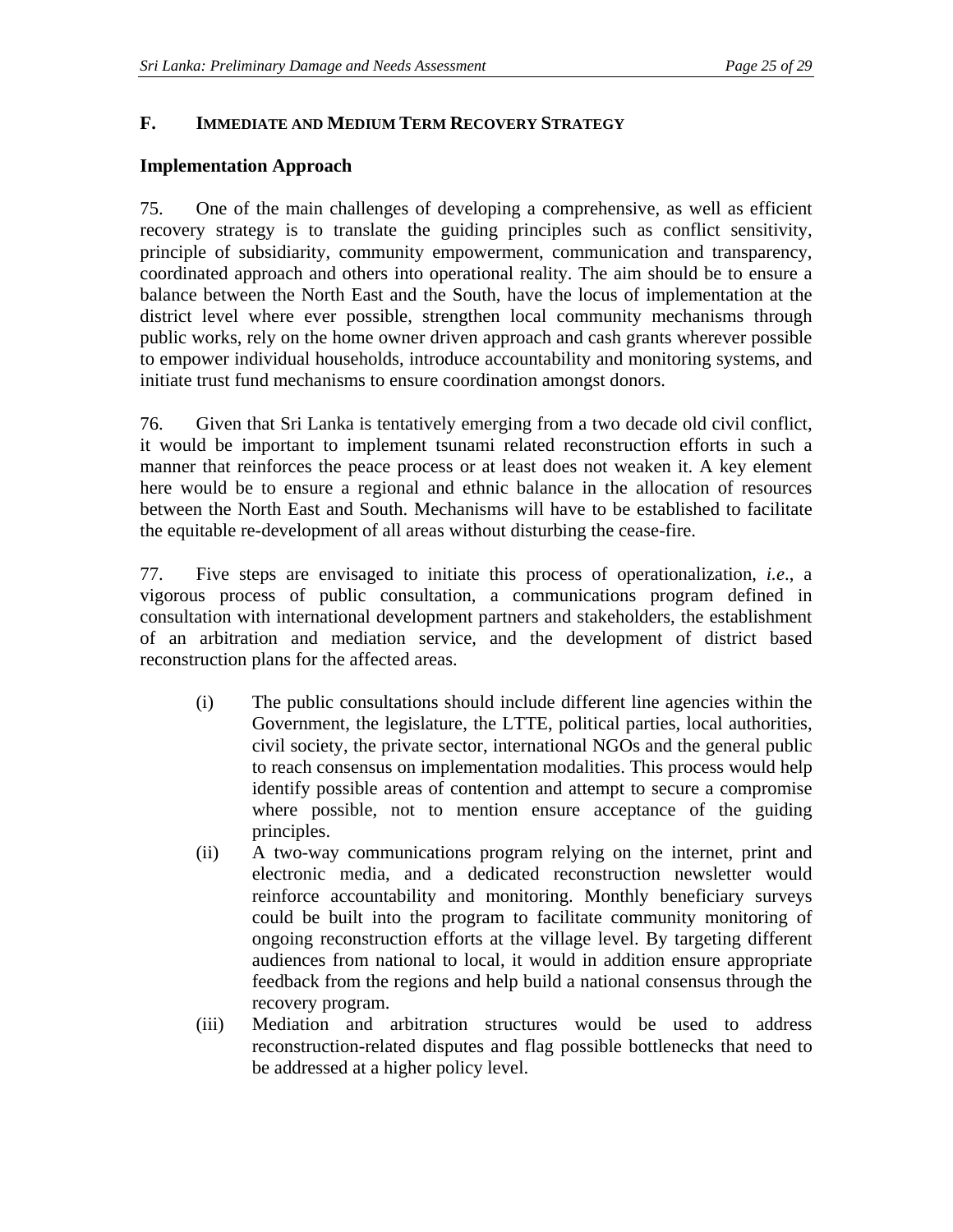## F. IMMEDIATE AND MEDIUM TERM RECOVERY STRATEGY

### Implementation Approach

75. One of the main challenges of developing a comprehensive, as well as efficient recovery strategy is to translate the guiding principles such as conflict sensitivity, principle of subsidiarity, community empowerment, communication and transparency, coordinated approach and others into operational reality. The aim should be to ensure a balance between the North East and the South, have the locus of implementation at the district level where ever possible, strengthen local community mechanisms through public works, rely on the home owner driven approach and cash grants wherever possible to empower individual households, introduce accountability and monitoring systems, and initiate trust fund mechanisms to ensure coordination amongst donors.

76. Given that Sri Lanka is tentatively emerging from a two decade old civil conflict, it would be important to implement tsunami related reconstruction efforts in such a manner that reinforces the peace process or at least does not weaken it. A key element here would be to ensure a regional and ethnic balance in the allocation of resources between the North East and South. Mechanisms will have to be established to facilitate the equitable re-development of all areas without disturbing the cease-fire.

77. Five steps are envisaged to initiate this process of operationalization, *i.e*., a vigorous process of public consultation, a communications program defined in consultation with international development partners and stakeholders, the establishment of an arbitration and mediation service, and the development of district based reconstruction plans for the affected areas.

(i) The public consultations should include different line agencies within the Government, the legislature, the LTTE, political parties, local authorities, civil society, the private sector, international NGOs and the general public to reach consensus on implementation modalities. This process would help identify possible areas of contention and attempt to secure a compromise where possible, not to mention ensure acceptance of the guiding principles.

(ii) A two-way communications program relying on the internet, print and electronic media, and a dedicated reconstruction newsletter would reinforce accountability and monitoring. Monthly beneficiary surveys could be built into the program to facilitate community monitoring of ongoing reconstruction efforts at the village level. By targeting different audiences from national to local, it would in addition ensure appropriate feedback from the regions and help build a national consensus through the recovery program.

(iii) Mediation and arbitration structures would be used to address reconstruction-related disputes and flag possible bottlenecks that need to be addressed at a higher policy level.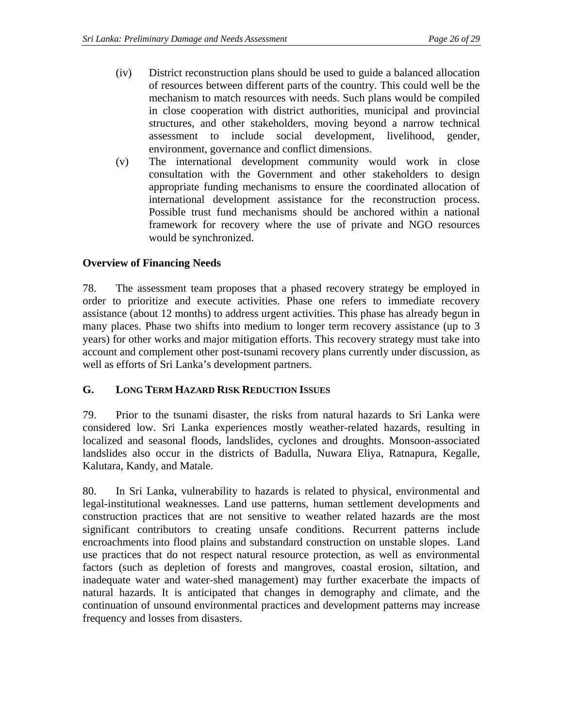(iv) District reconstruction plans should be used to guide a balanced allocation of resources between different parts of the country. This could well be the mechanism to match resources with needs. Such plans would be compiled in close cooperation with district authorities, municipal and provincial structures, and other stakeholders, moving beyond a narrow technical assessment to include social development, livelihood, gender, environment, governance and conflict dimensions.

(v) The international development community would work in close consultation with the Government and other stakeholders to design appropriate funding mechanisms to ensure the coordinated allocation of international development assistance for the reconstruction process. Possible trust fund mechanisms should be anchored within a national framework for recovery where the use of private and NGO resources would be synchronized.

**Overview of Financing Needs**

78. The assessment team proposes that a phased recovery strategy be employed in order to prioritize and execute activities. Phase one refers to immediate recovery assistance (about 12 months) to address urgent activities. This phase has already begun in many places. Phase two shifts into medium to longer term recovery assistance (up to 3 years) for other works and major mitigation efforts. This recovery strategy must take into account and complement other post-tsunami recovery plans currently under discussion, as well as efforts of Sri Lanka's development partners.

## G. LONG TERM HAZARD RISK REDUCTION ISSUES

79. Prior to the tsunami disaster, the risks from natural hazards to Sri Lanka were considered low. Sri Lanka experiences mostly weather-related hazards, resulting in localized and seasonal floods, landslides, cyclones and droughts. Monsoon-associated landslides also occur in the districts of Badulla, Nuwara Eliya, Ratnapura, Kegalle, Kalutara, Kandy, and Matale.

80. In Sri Lanka, vulnerability to hazards is related to physical, environmental and legal-institutional weaknesses. Land use patterns, human settlement developments and construction practices that are not sensitive to weather related hazards are the most significant contributors to creating unsafe conditions. Recurrent patterns include encroachments into flood plains and substandard construction on unstable slopes. Land use practices that do not respect natural resource protection, as well as environmental factors (such as depletion of forests and mangroves, coastal erosion, siltation, and inadequate water and water-shed management) may further exacerbate the impacts of natural hazards. It is anticipated that changes in demography and climate, and the continuation of unsound environmental practices and development patterns may increase frequency and losses from disasters.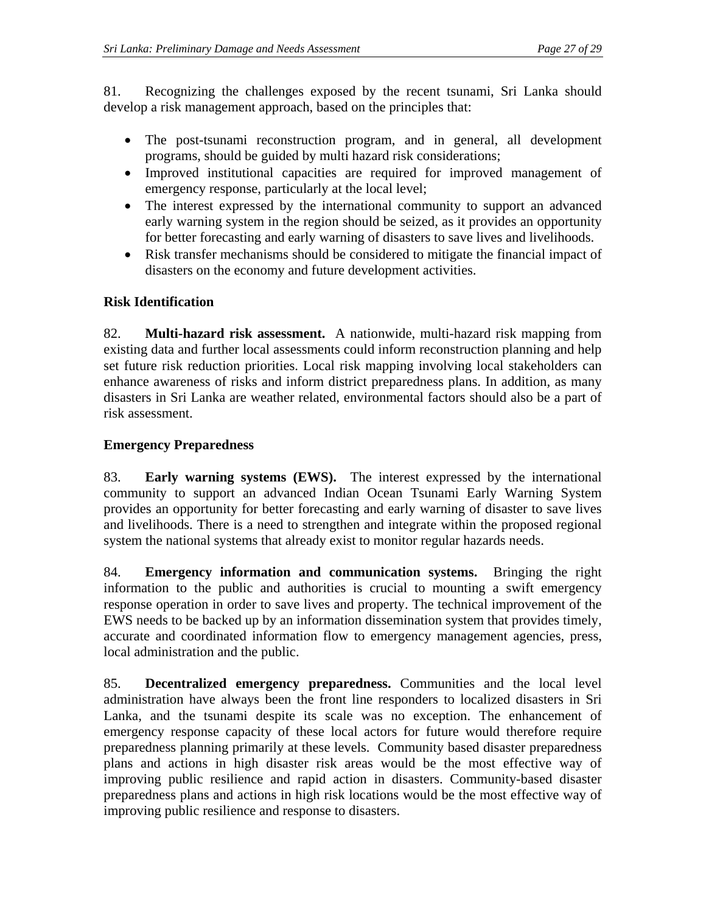81. Recognizing the challenges exposed by the recent tsunami, Sri Lanka should develop a risk management approach, based on the principles that:

- The post-tsunami reconstruction program, and in general, all development programs, should be guided by multi hazard risk considerations;
- Improved institutional capacities are required for improved management of emergency response, particularly at the local level;
- The interest expressed by the international community to support an advanced early warning system in the region should be seized, as it provides an opportunity for better forecasting and early warning of disasters to save lives and livelihoods.
- Risk transfer mechanisms should be considered to mitigate the financial impact of disasters on the economy and future development activities.

**Risk Identification**

82. **Multi-hazard risk assessment.** A nationwide, multi-hazard risk mapping from existing data and further local assessments could inform reconstruction planning and help set future risk reduction priorities. Local risk mapping involving local stakeholders can enhance awareness of risks and inform district preparedness plans. In addition, as many disasters in Sri Lanka are weather related, environmental factors should also be a part of risk assessment.

**Emergency Preparedness**

83. **Early warning systems (EWS).** The interest expressed by the international community to support an advanced Indian Ocean Tsunami Early Warning System provides an opportunity for better forecasting and early warning of disaster to save lives and livelihoods. There is a need to strengthen and integrate within the proposed regional system the national systems that already exist to monitor regular hazards needs.

84. **Emergency information and communication systems.** Bringing the right information to the public and authorities is crucial to mounting a swift emergency response operation in order to save lives and property. The technical improvement of the EWS needs to be backed up by an information dissemination system that provides timely, accurate and coordinated information flow to emergency management agencies, press, local administration and the public.

85. **Decentralized emergency preparedness.** Communities and the local level administration have always been the front line responders to localized disasters in Sri Lanka, and the tsunami despite its scale was no exception. The enhancement of emergency response capacity of these local actors for future would therefore require preparedness planning primarily at these levels. Community based disaster preparedness plans and actions in high disaster risk areas would be the most effective way of improving public resilience and rapid action in disasters. Community-based disaster preparedness plans and actions in high risk locations would be the most effective way of improving public resilience and response to disasters.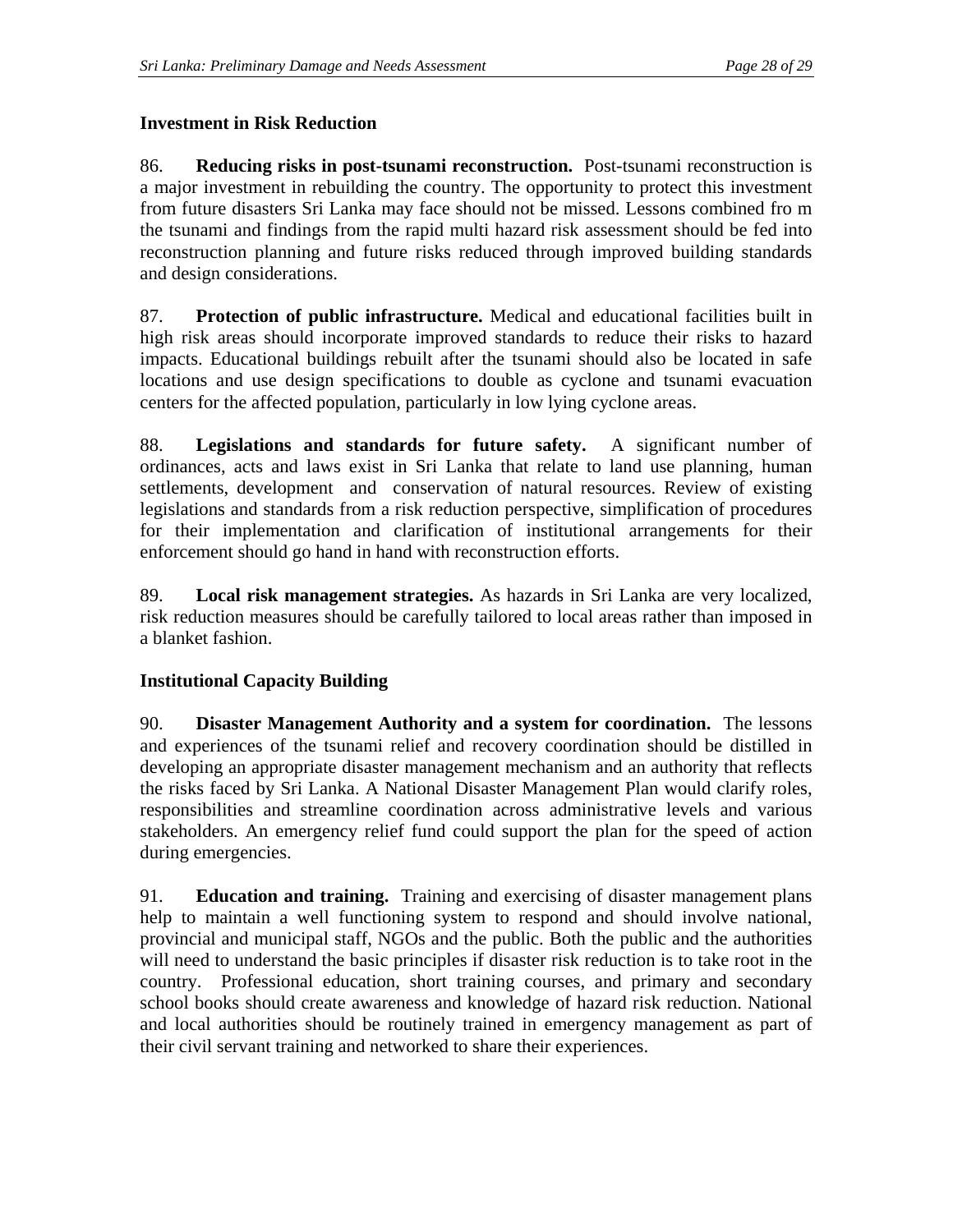### Investment in Risk Reduction

86. **Reducing risks in post-tsunami reconstruction.** Post-tsunami reconstruction is a major investment in rebuilding the country. The opportunity to protect this investment from future disasters Sri Lanka may face should not be missed. Lessons combined fro m the tsunami and findings from the rapid multi hazard risk assessment should be fed into reconstruction planning and future risks reduced through improved building standards and design considerations.

87. **Protection of public infrastructure.** Medical and educational facilities built in high risk areas should incorporate improved standards to reduce their risks to hazard impacts. Educational buildings rebuilt after the tsunami should also be located in safe locations and use design specifications to double as cyclone and tsunami evacuation centers for the affected population, particularly in low lying cyclone areas.

88. **Legislations and standards for future safety.** A significant number of ordinances, acts and laws exist in Sri Lanka that relate to land use planning, human settlements, development and conservation of natural resources. Review of existing legislations and standards from a risk reduction perspective, simplification of procedures for their implementation and clarification of institutional arrangements for their enforcement should go hand in hand with reconstruction efforts.

89. **Local risk management strategies.** As hazards in Sri Lanka are very localized, risk reduction measures should be carefully tailored to local areas rather than imposed in a blanket fashion.

### Institutional Capacity Building

90. **Disaster Management Authority and a system for coordination.** The lessons and experiences of the tsunami relief and recovery coordination should be distilled in developing an appropriate disaster management mechanism and an authority that reflects the risks faced by Sri Lanka. A National Disaster Management Plan would clarify roles, responsibilities and streamline coordination across administrative levels and various stakeholders. An emergency relief fund could support the plan for the speed of action during emergencies.

91. **Education and training.** Training and exercising of disaster management plans help to maintain a well functioning system to respond and should involve national, provincial and municipal staff, NGOs and the public. Both the public and the authorities will need to understand the basic principles if disaster risk reduction is to take root in the country. Professional education, short training courses, and primary and secondary school books should create awareness and knowledge of hazard risk reduction. National and local authorities should be routinely trained in emergency management as part of their civil servant training and networked to share their experiences.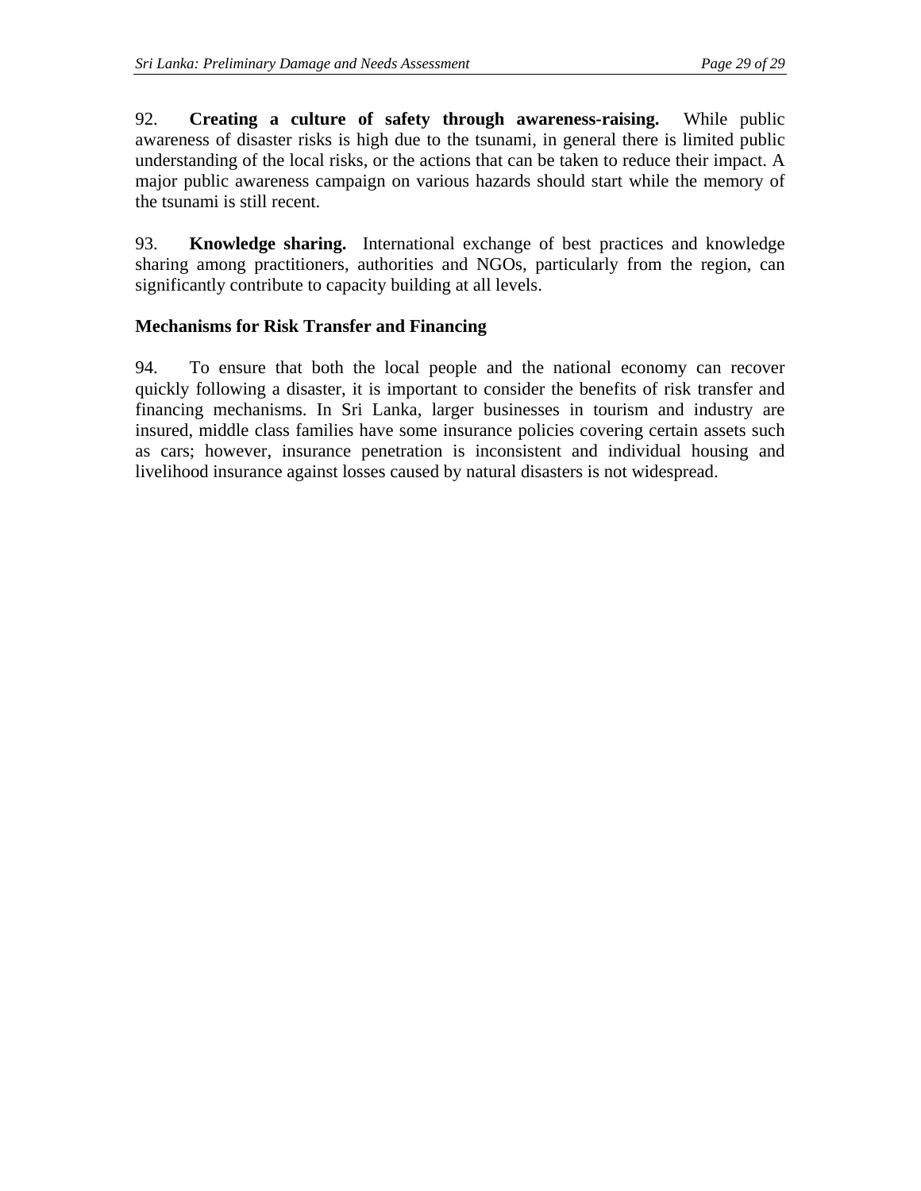92. **Creating a culture of safety through awareness-raising.** While public awareness of disaster risks is high due to the tsunami, in general there is limited public understanding of the local risks, or the actions that can be taken to reduce their impact. A major public awareness campaign on various hazards should start while the memory of the tsunami is still recent.

93. **Knowledge sharing.** International exchange of best practices and knowledge sharing among practitioners, authorities and NGOs, particularly from the region, can significantly contribute to capacity building at all levels.

**Mechanisms for Risk Transfer and Financing**

94. To ensure that both the local people and the national economy can recover quickly following a disaster, it is important to consider the benefits of risk transfer and financing mechanisms. In Sri Lanka, larger businesses in tourism and industry are insured, middle class families have some insurance policies covering certain assets such as cars; however, insurance penetration is inconsistent and individual housing and livelihood insurance against losses caused by natural disasters is not widespread.